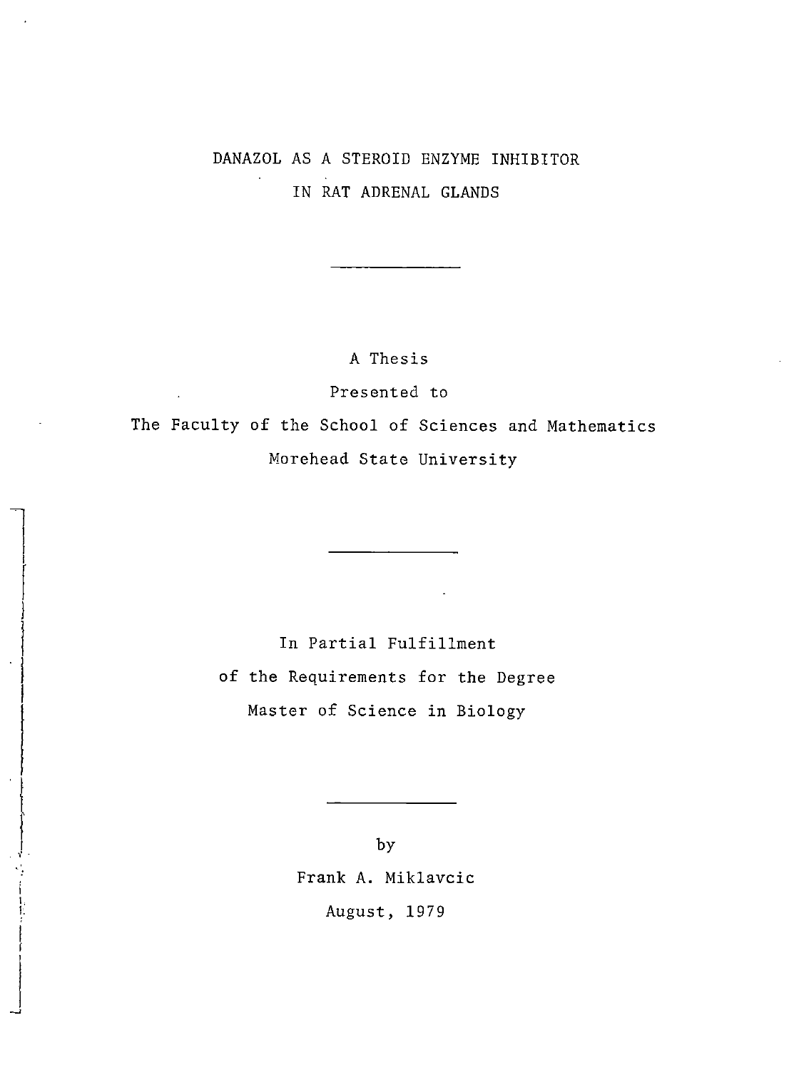# DANAZOL AS A STEROID ENZYME INHIBITOR IN RAT ADRENAL GLANDS

---

A Thesis

Presented to

The Faculty of the School of Sciences and Mathematics

Morehead State University

---

In Partial Fulfillment

of the Requirements for the Degree

Master of Science in Biology

---

by

Frank A. Miklavcic

August, 1979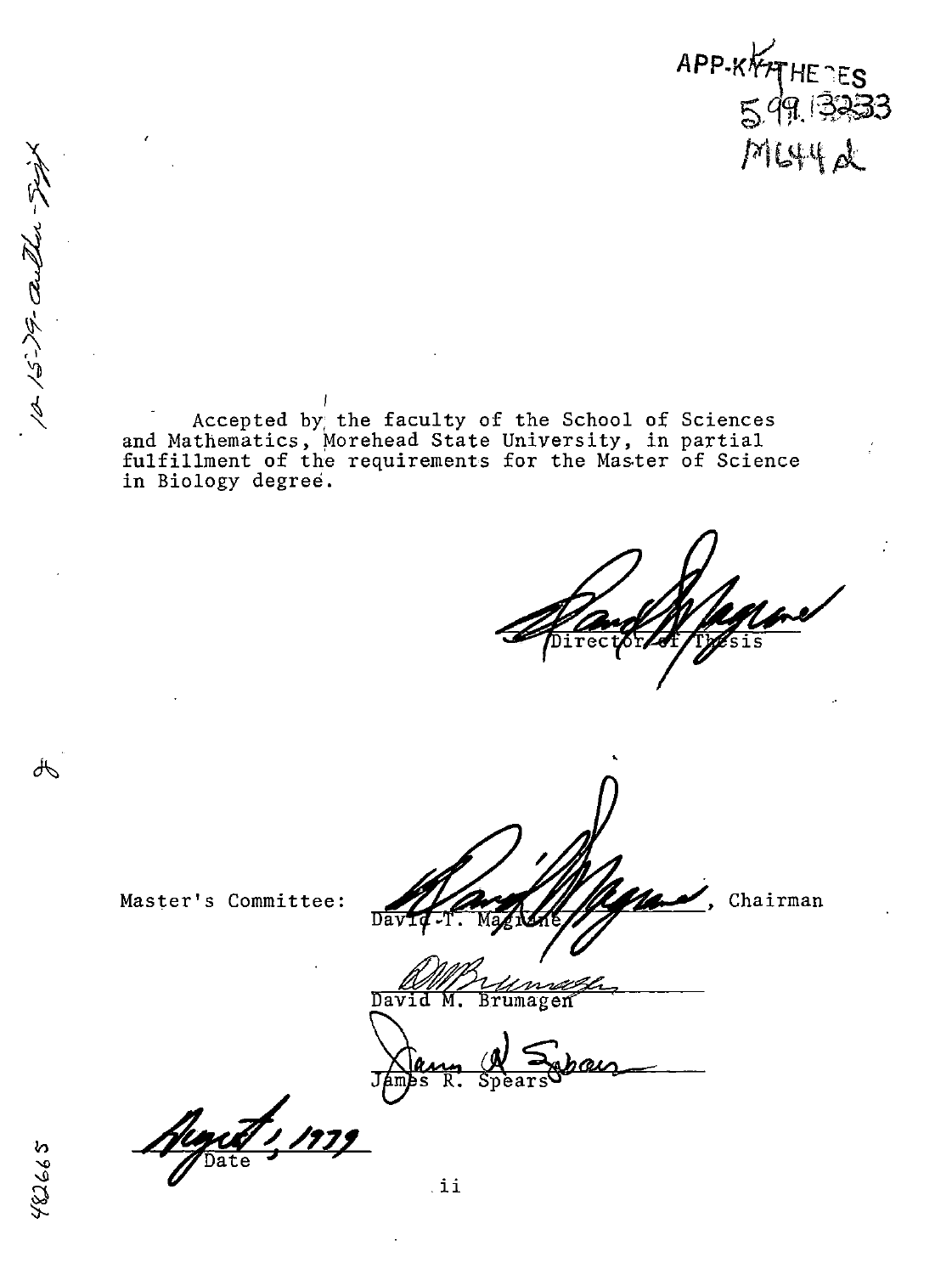APP-KY THESES 599.13233 M644d

Accepted by the faculty of the School of Sciences and Mathematics, Morehead State University, in partial fulfillment of the requirements for the Master of Science in Biology degree.

Director of Thesis

Master's Committee: _______________, Chairman
David T. Magrane

David M. Brumagen

James R. Spears

August, 1979
Date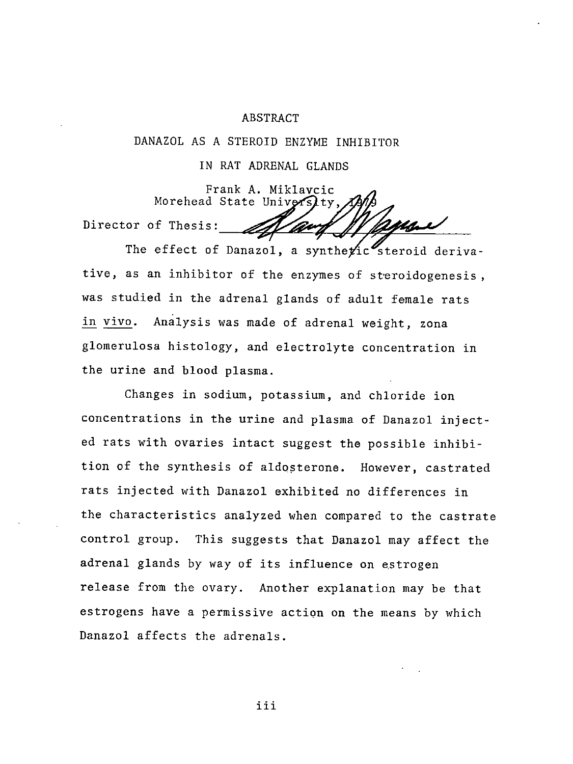# ABSTRACT

## DANAZOL AS A STEROID ENZYME INHIBITOR IN RAT ADRENAL GLANDS

Frank A. Miklavcic
Morehead State University, 1979

Director of Thesis: ______________________

The effect of Danazol, a synthetic steroid derivative, as an inhibitor of the enzymes of steroidogenesis, was studied in the adrenal glands of adult female rats *in vivo*. Analysis was made of adrenal weight, zona glomerulosa histology, and electrolyte concentration in the urine and blood plasma.

Changes in sodium, potassium, and chloride ion concentrations in the urine and plasma of Danazol injected rats with ovaries intact suggest the possible inhibition of the synthesis of aldosterone. However, castrated rats injected with Danazol exhibited no differences in the characteristics analyzed when compared to the castrate control group. This suggests that Danazol may affect the adrenal glands by way of its influence on estrogen release from the ovary. Another explanation may be that estrogens have a permissive action on the means by which Danazol affects the adrenals.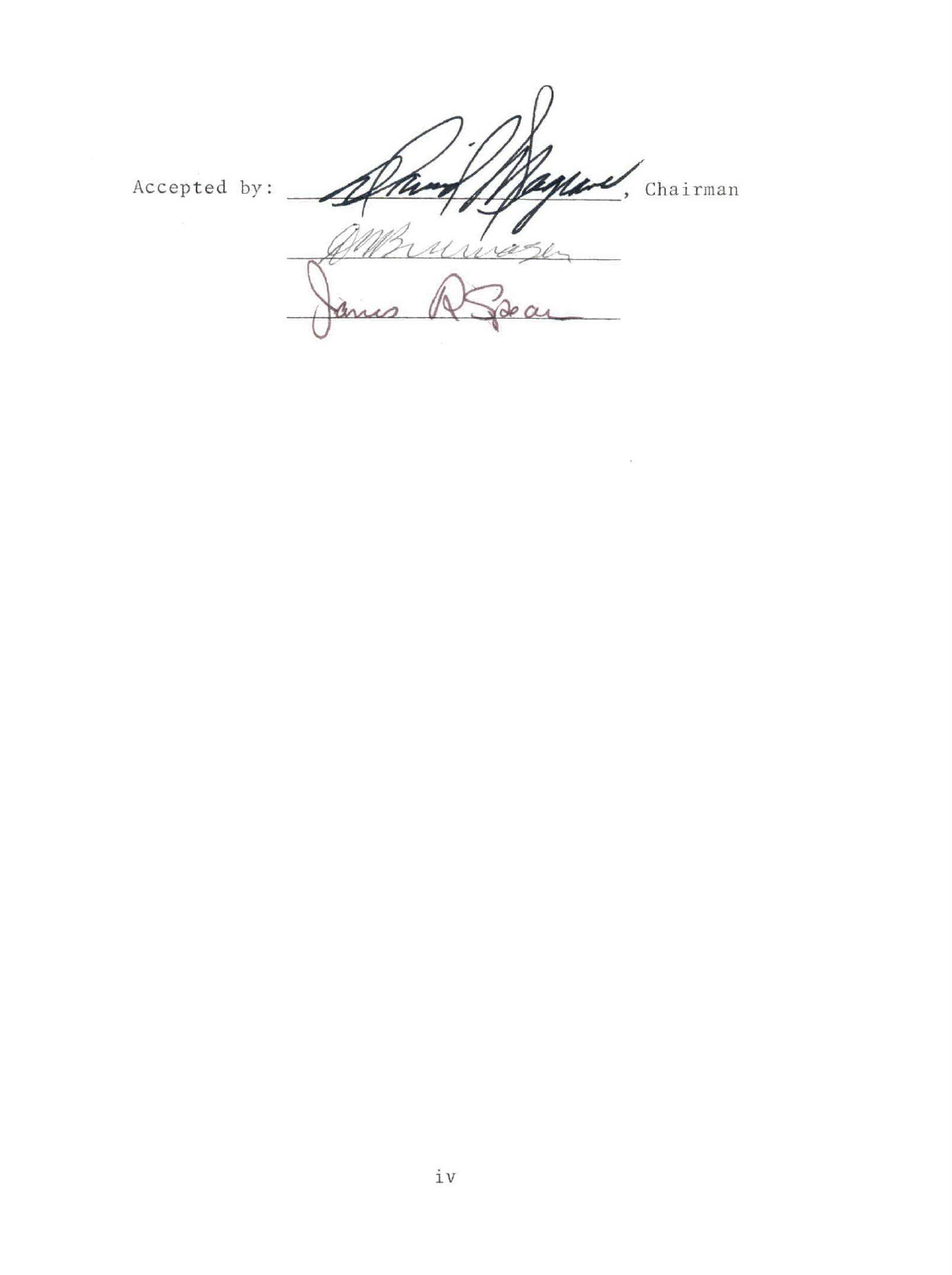Accepted by: ______________________, Chairman

______________________

______________________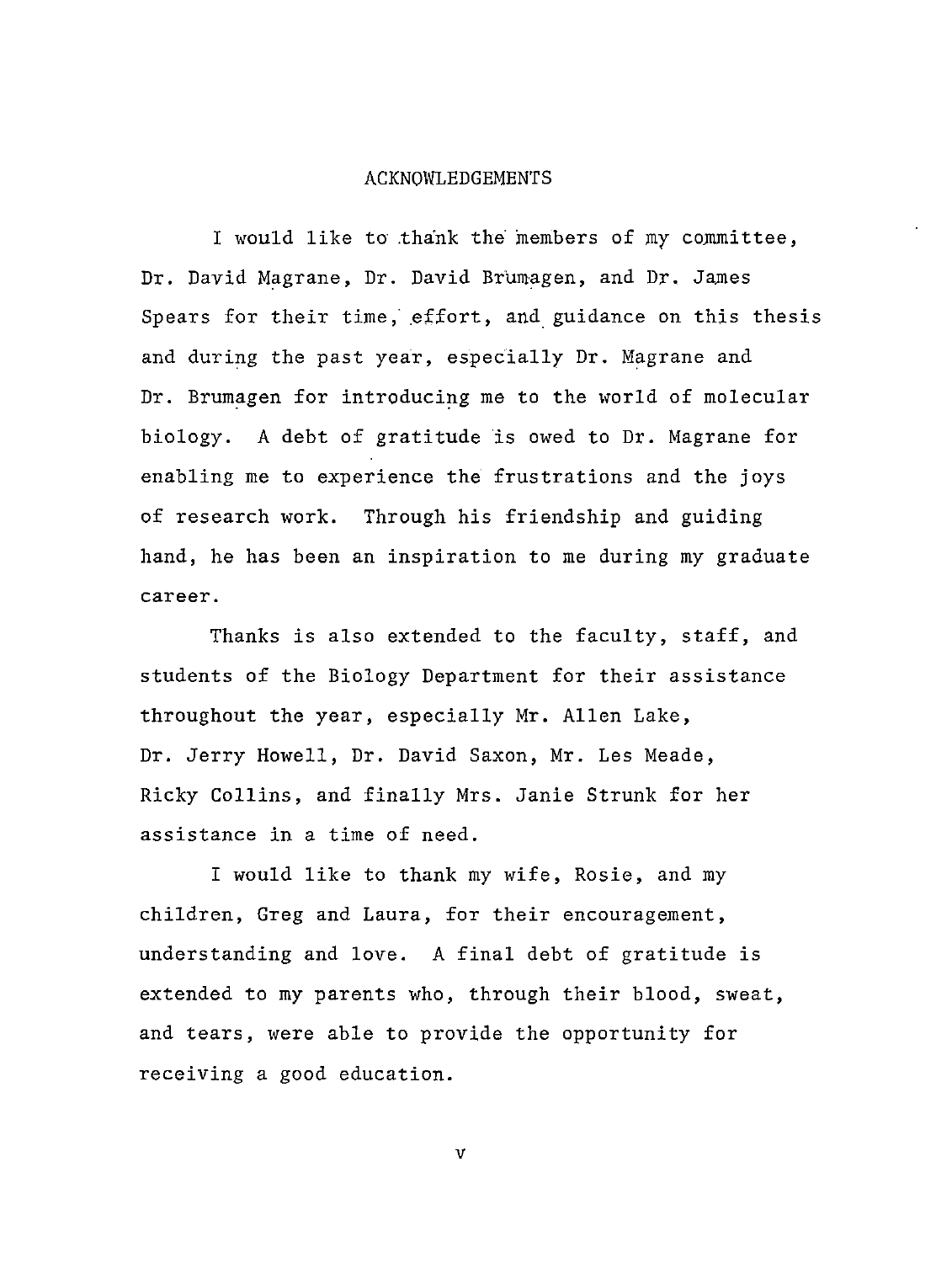# ACKNOWLEDGEMENTS

I would like to thank the members of my committee, Dr. David Magrane, Dr. David Brumagen, and Dr. James Spears for their time, effort, and guidance on this thesis and during the past year, especially Dr. Magrane and Dr. Brumagen for introducing me to the world of molecular biology. A debt of gratitude is owed to Dr. Magrane for enabling me to experience the frustrations and the joys of research work. Through his friendship and guiding hand, he has been an inspiration to me during my graduate career.

Thanks is also extended to the faculty, staff, and students of the Biology Department for their assistance throughout the year, especially Mr. Allen Lake, Dr. Jerry Howell, Dr. David Saxon, Mr. Les Meade, Ricky Collins, and finally Mrs. Janie Strunk for her assistance in a time of need.

I would like to thank my wife, Rosie, and my children, Greg and Laura, for their encouragement, understanding and love. A final debt of gratitude is extended to my parents who, through their blood, sweat, and tears, were able to provide the opportunity for receiving a good education.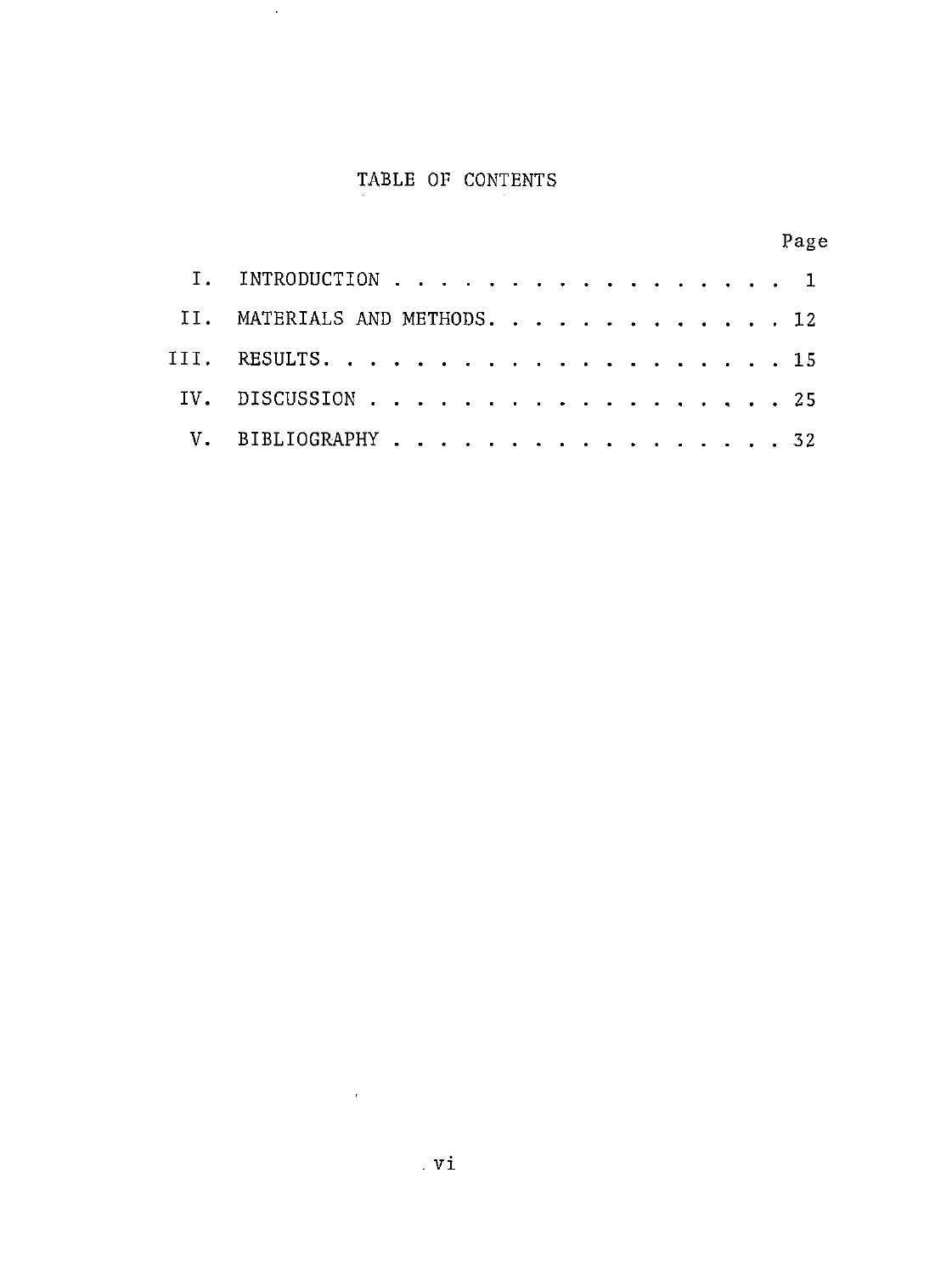# TABLE OF CONTENTS

| | | Page |
|---|---|---|
| I. | INTRODUCTION | 1 |
| II. | MATERIALS AND METHODS | 12 |
| III. | RESULTS | 15 |
| IV. | DISCUSSION | 25 |
| V. | BIBLIOGRAPHY | 32 |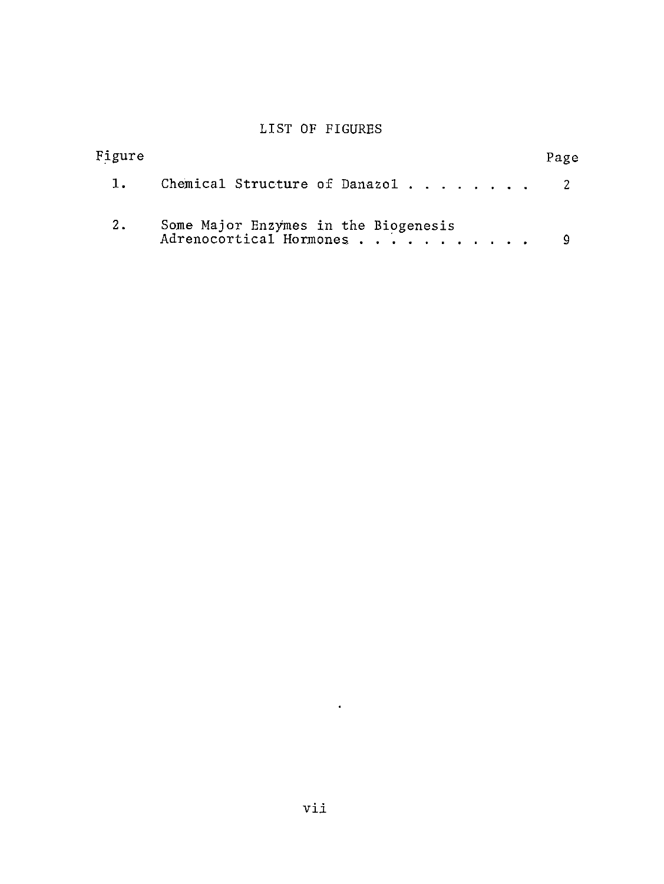# LIST OF FIGURES

| Figure | | Page |
|---|---|---|
| 1. | Chemical Structure of Danazol | 2 |
| 2. | Some Major Enzymes in the Biogenesis Adrenocortical Hormones | 9 |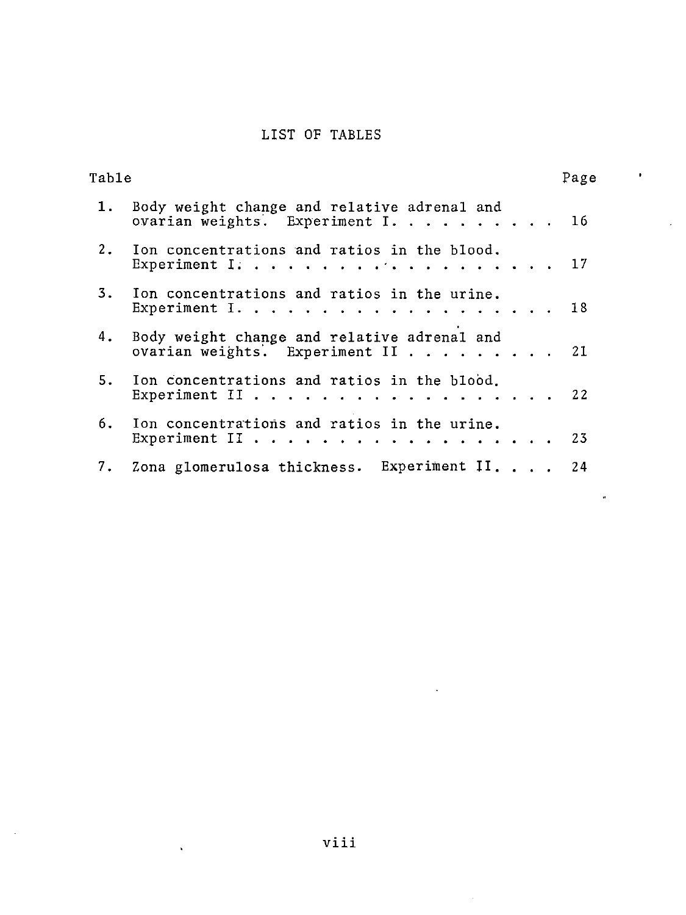# LIST OF TABLES

| Table | | Page |
|---|---|---|
| 1. | Body weight change and relative adrenal and ovarian weights. Experiment I. | 16 |
| 2. | Ion concentrations and ratios in the blood. Experiment I. | 17 |
| 3. | Ion concentrations and ratios in the urine. Experiment I. | 18 |
| 4. | Body weight change and relative adrenal and ovarian weights. Experiment II | 21 |
| 5. | Ion concentrations and ratios in the blood. Experiment II | 22 |
| 6. | Ion concentrations and ratios in the urine. Experiment II | 23 |
| 7. | Zona glomerulosa thickness. Experiment II. | 24 |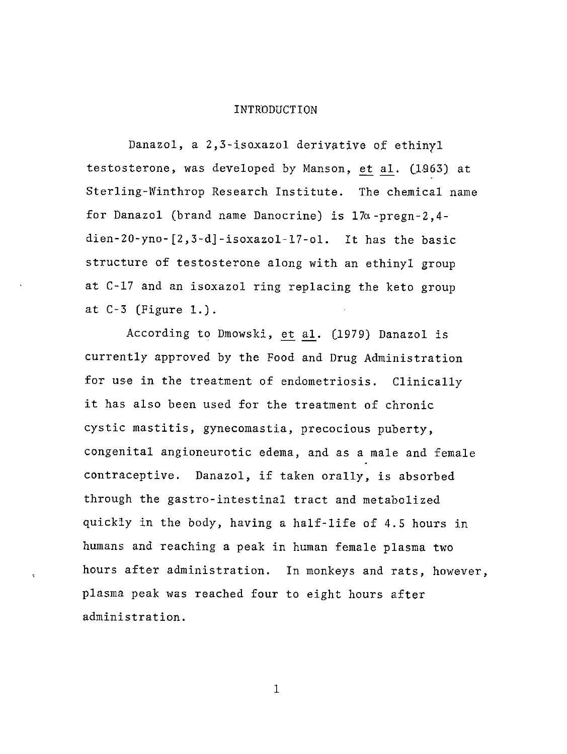# INTRODUCTION

Danazol, a 2,3-isoxazol derivative of ethinyl testosterone, was developed by Manson, et al. (1963) at Sterling-Winthrop Research Institute. The chemical name for Danazol (brand name Danocrine) is 17α-pregn-2,4-dien-20-yno-[2,3-d]-isoxazol-17-ol. It has the basic structure of testosterone along with an ethinyl group at C-17 and an isoxazol ring replacing the keto group at C-3 (Figure 1.).

According to Dmowski, et al. (1979) Danazol is currently approved by the Food and Drug Administration for use in the treatment of endometriosis. Clinically it has also been used for the treatment of chronic cystic mastitis, gynecomastia, precocious puberty, congenital angioneurotic edema, and as a male and female contraceptive. Danazol, if taken orally, is absorbed through the gastro-intestinal tract and metabolized quickly in the body, having a half-life of 4.5 hours in humans and reaching a peak in human female plasma two hours after administration. In monkeys and rats, however, plasma peak was reached four to eight hours after administration.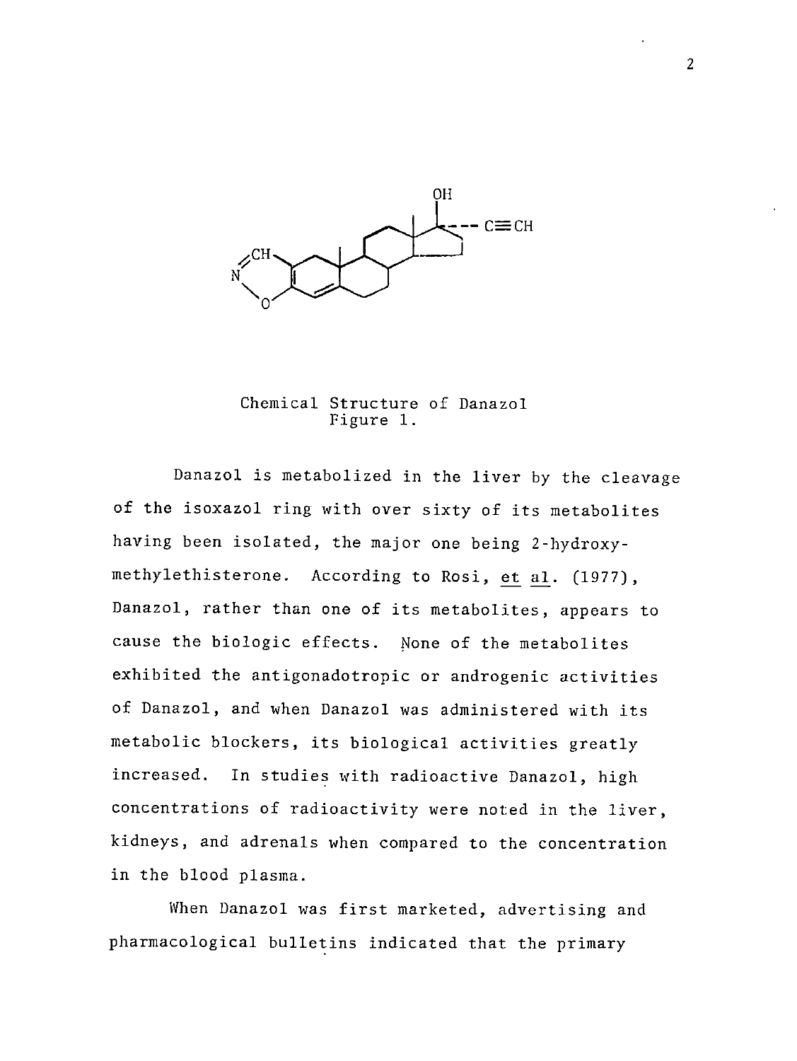Chemical Structure of Danazol
Figure 1.

Danazol is metabolized in the liver by the cleavage of the isoxazol ring with over sixty of its metabolites having been isolated, the major one being 2-hydroxymethylethisterone. According to Rosi, et al. (1977), Danazol, rather than one of its metabolites, appears to cause the biologic effects. None of the metabolites exhibited the antigonadotropic or androgenic activities of Danazol, and when Danazol was administered with its metabolic blockers, its biological activities greatly increased. In studies with radioactive Danazol, high concentrations of radioactivity were noted in the liver, kidneys, and adrenals when compared to the concentration in the blood plasma.

When Danazol was first marketed, advertising and pharmacological bulletins indicated that the primary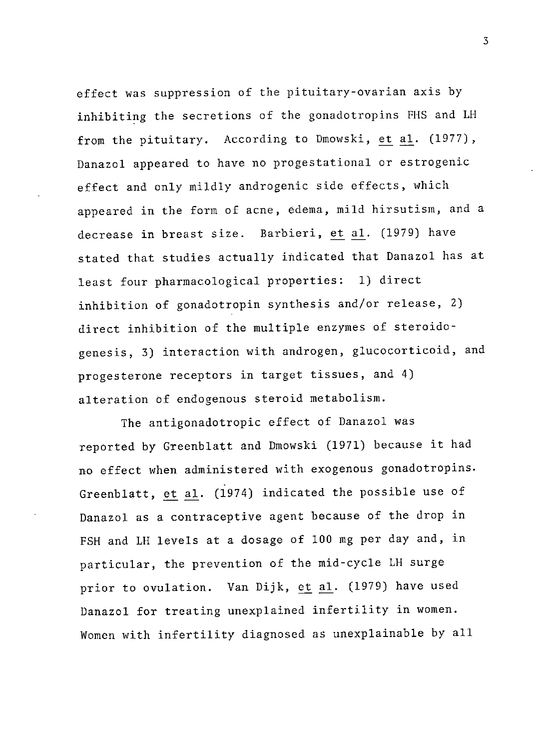effect was suppression of the pituitary-ovarian axis by inhibiting the secretions of the gonadotropins FHS and LH from the pituitary. According to Dmowski, *et al.* (1977), Danazol appeared to have no progestational or estrogenic effect and only mildly androgenic side effects, which appeared in the form of acne, edema, mild hirsutism, and a decrease in breast size. Barbieri, *et al.* (1979) have stated that studies actually indicated that Danazol has at least four pharmacological properties: 1) direct inhibition of gonadotropin synthesis and/or release, 2) direct inhibition of the multiple enzymes of steroidogenesis, 3) interaction with androgen, glucocorticoid, and progesterone receptors in target tissues, and 4) alteration of endogenous steroid metabolism.

The antigonadotropic effect of Danazol was reported by Greenblatt and Dmowski (1971) because it had no effect when administered with exogenous gonadotropins. Greenblatt, *et al.* (1974) indicated the possible use of Danazol as a contraceptive agent because of the drop in FSH and LH levels at a dosage of 100 mg per day and, in particular, the prevention of the mid-cycle LH surge prior to ovulation. Van Dijk, *et al.* (1979) have used Danazol for treating unexplained infertility in women. Women with infertility diagnosed as unexplainable by all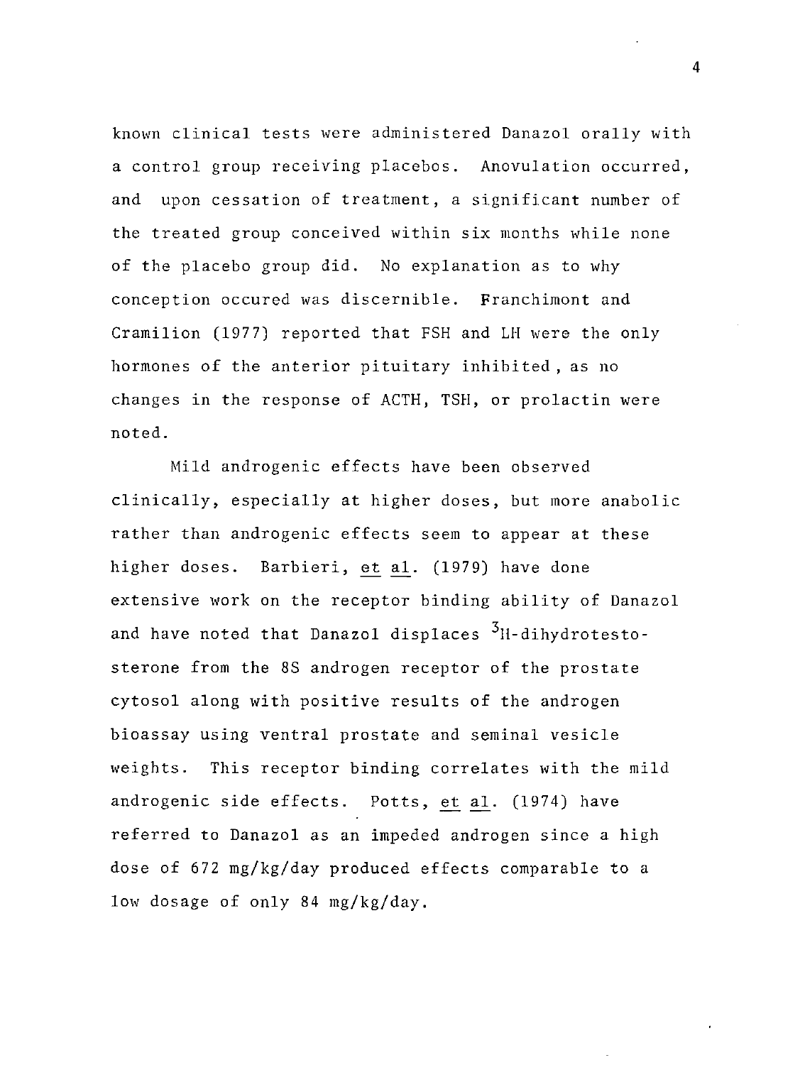known clinical tests were administered Danazol orally with a control group receiving placebos. Anovulation occurred, and upon cessation of treatment, a significant number of the treated group conceived within six months while none of the placebo group did. No explanation as to why conception occured was discernible. Franchimont and Cramilion (1977) reported that FSH and LH were the only hormones of the anterior pituitary inhibited, as no changes in the response of ACTH, TSH, or prolactin were noted.

Mild androgenic effects have been observed clinically, especially at higher doses, but more anabolic rather than androgenic effects seem to appear at these higher doses. Barbieri, et al. (1979) have done extensive work on the receptor binding ability of Danazol and have noted that Danazol displaces $^{3}$H-dihydrotestosterone from the 8S androgen receptor of the prostate cytosol along with positive results of the androgen bioassay using ventral prostate and seminal vesicle weights. This receptor binding correlates with the mild androgenic side effects. Potts, et al. (1974) have referred to Danazol as an impeded androgen since a high dose of 672 mg/kg/day produced effects comparable to a low dosage of only 84 mg/kg/day.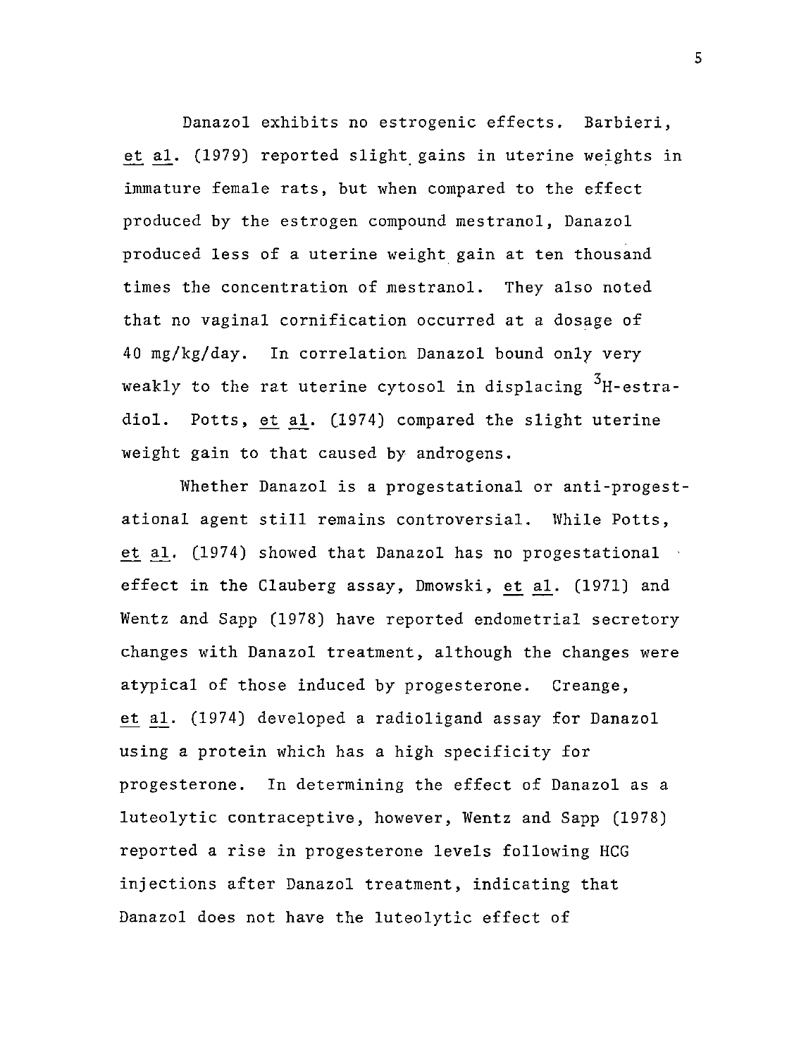Danazol exhibits no estrogenic effects. Barbieri, *et al.* (1979) reported slight gains in uterine weights in immature female rats, but when compared to the effect produced by the estrogen compound mestranol, Danazol produced less of a uterine weight gain at ten thousand times the concentration of mestranol. They also noted that no vaginal cornification occurred at a dosage of 40 mg/kg/day. In correlation Danazol bound only very weakly to the rat uterine cytosol in displacing $^{3}$H-estradiol. Potts, *et al.* (1974) compared the slight uterine weight gain to that caused by androgens.

Whether Danazol is a progestational or anti-progestational agent still remains controversial. While Potts, *et al.* (1974) showed that Danazol has no progestational effect in the Clauberg assay, Dmowski, *et al.* (1971) and Wentz and Sapp (1978) have reported endometrial secretory changes with Danazol treatment, although the changes were atypical of those induced by progesterone. Creange, *et al.* (1974) developed a radioligand assay for Danazol using a protein which has a high specificity for progesterone. In determining the effect of Danazol as a luteolytic contraceptive, however, Wentz and Sapp (1978) reported a rise in progesterone levels following HCG injections after Danazol treatment, indicating that Danazol does not have the luteolytic effect of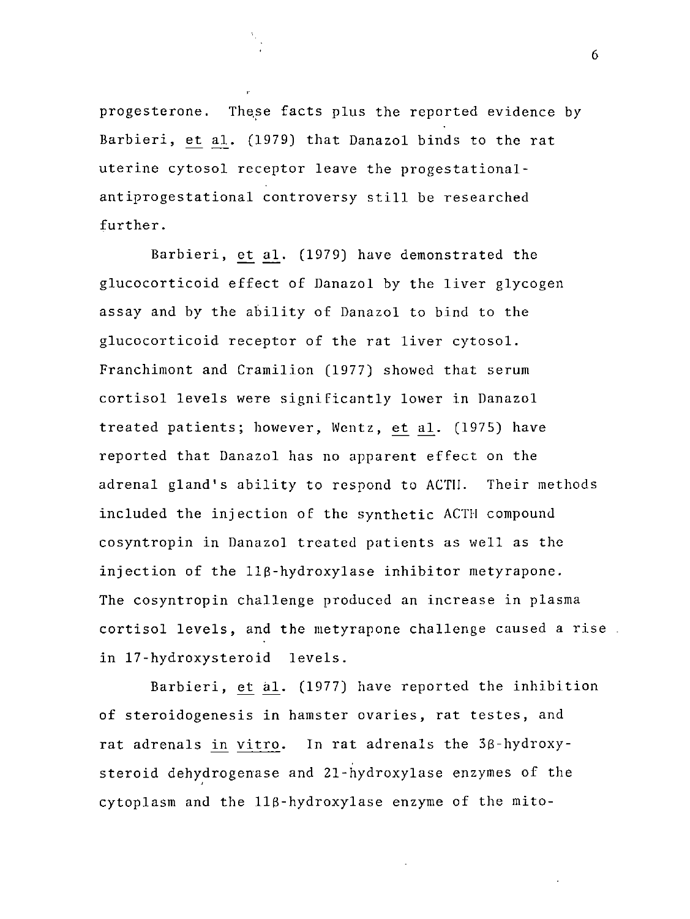progesterone. These facts plus the reported evidence by Barbieri, _et al._ (1979) that Danazol binds to the rat uterine cytosol receptor leave the progestational-antiprogestational controversy still be researched further.

Barbieri, _et al._ (1979) have demonstrated the glucocorticoid effect of Danazol by the liver glycogen assay and by the ability of Danazol to bind to the glucocorticoid receptor of the rat liver cytosol. Franchimont and Cramilion (1977) showed that serum cortisol levels were significantly lower in Danazol treated patients; however, Wentz, _et al._ (1975) have reported that Danazol has no apparent effect on the adrenal gland's ability to respond to ACTH. Their methods included the injection of the synthetic ACTH compound cosyntropin in Danazol treated patients as well as the injection of the 11β-hydroxylase inhibitor metyrapone. The cosyntropin challenge produced an increase in plasma cortisol levels, and the metyrapone challenge caused a rise in 17-hydroxysteroid levels.

Barbieri, _et al._ (1977) have reported the inhibition of steroidogenesis in hamster ovaries, rat testes, and rat adrenals _in vitro_. In rat adrenals the 3β-hydroxysteroid dehydrogenase and 21-hydroxylase enzymes of the cytoplasm and the 11β-hydroxylase enzyme of the mito-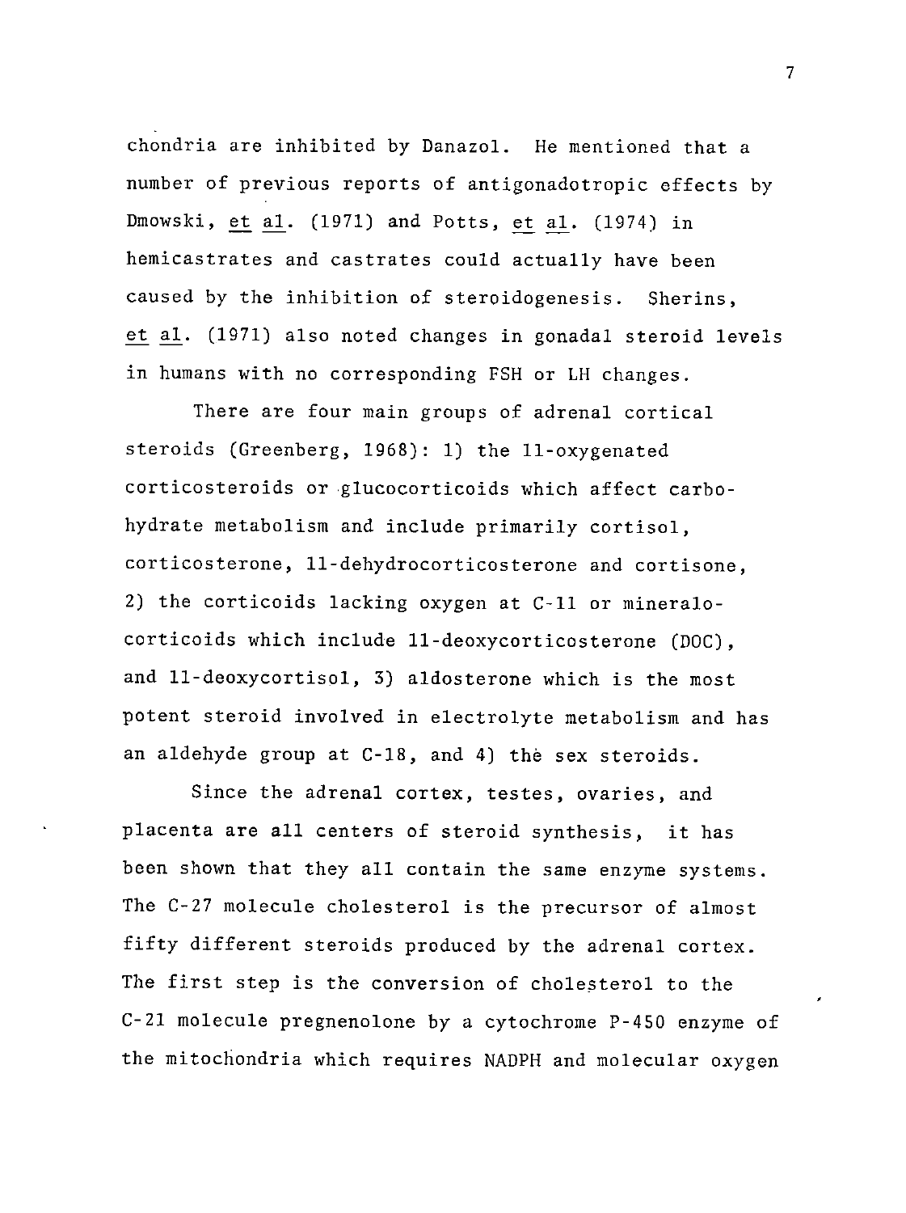chondria are inhibited by Danazol. He mentioned that a number of previous reports of antigonadotropic effects by Dmowski, et al. (1971) and Potts, et al. (1974) in hemicastrates and castrates could actually have been caused by the inhibition of steroidogenesis. Sherins, et al. (1971) also noted changes in gonadal steroid levels in humans with no corresponding FSH or LH changes.

There are four main groups of adrenal cortical steroids (Greenberg, 1968): 1) the 11-oxygenated corticosteroids or glucocorticoids which affect carbohydrate metabolism and include primarily cortisol, corticosterone, 11-dehydrocorticosterone and cortisone, 2) the corticoids lacking oxygen at C-11 or mineralocorticoids which include 11-deoxycorticosterone (DOC), and 11-deoxycortisol, 3) aldosterone which is the most potent steroid involved in electrolyte metabolism and has an aldehyde group at C-18, and 4) the sex steroids.

Since the adrenal cortex, testes, ovaries, and placenta are all centers of steroid synthesis, it has been shown that they all contain the same enzyme systems. The C-27 molecule cholesterol is the precursor of almost fifty different steroids produced by the adrenal cortex. The first step is the conversion of cholesterol to the C-21 molecule pregnenolone by a cytochrome P-450 enzyme of the mitochondria which requires NADPH and molecular oxygen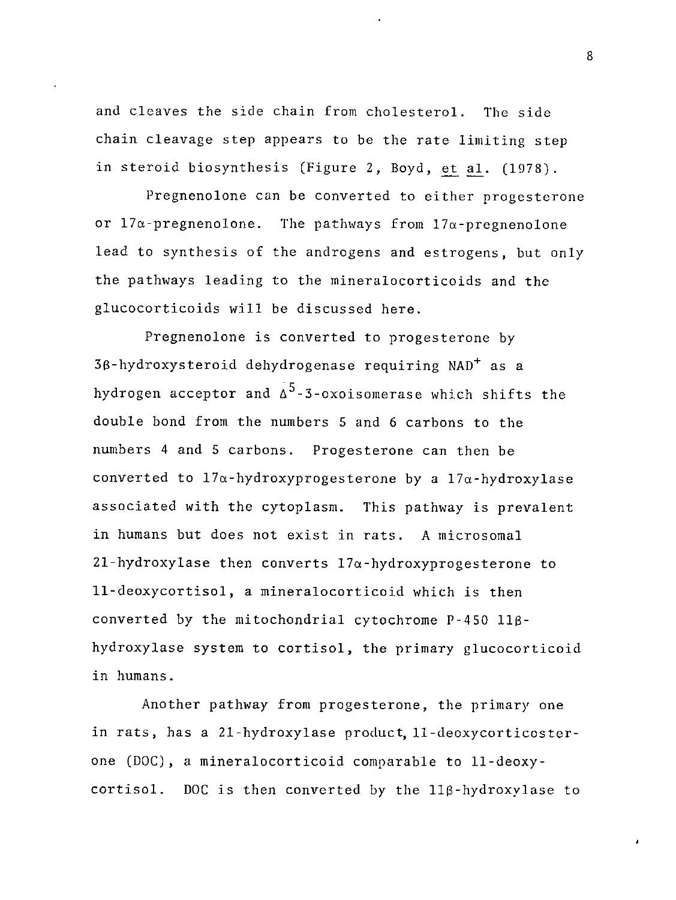and cleaves the side chain from cholesterol. The side chain cleavage step appears to be the rate limiting step in steroid biosynthesis (Figure 2, Boyd, et al. (1978).

Pregnenolone can be converted to either progesterone or 17α-pregnenolone. The pathways from 17α-pregnenolone lead to synthesis of the androgens and estrogens, but only the pathways leading to the mineralocorticoids and the glucocorticoids will be discussed here.

Pregnenolone is converted to progesterone by 3β-hydroxysteroid dehydrogenase requiring $NAD^+$ as a hydrogen acceptor and $\Delta^5$-3-oxoisomerase which shifts the double bond from the numbers 5 and 6 carbons to the numbers 4 and 5 carbons. Progesterone can then be converted to 17α-hydroxyprogesterone by a 17α-hydroxylase associated with the cytoplasm. This pathway is prevalent in humans but does not exist in rats. A microsomal 21-hydroxylase then converts 17α-hydroxyprogesterone to 11-deoxycortisol, a mineralocorticoid which is then converted by the mitochondrial cytochrome P-450 11β-hydroxylase system to cortisol, the primary glucocorticoid in humans.

Another pathway from progesterone, the primary one in rats, has a 21-hydroxylase product, 11-deoxycorticosterone (DOC), a mineralocorticoid comparable to 11-deoxycortisol. DOC is then converted by the 11β-hydroxylase to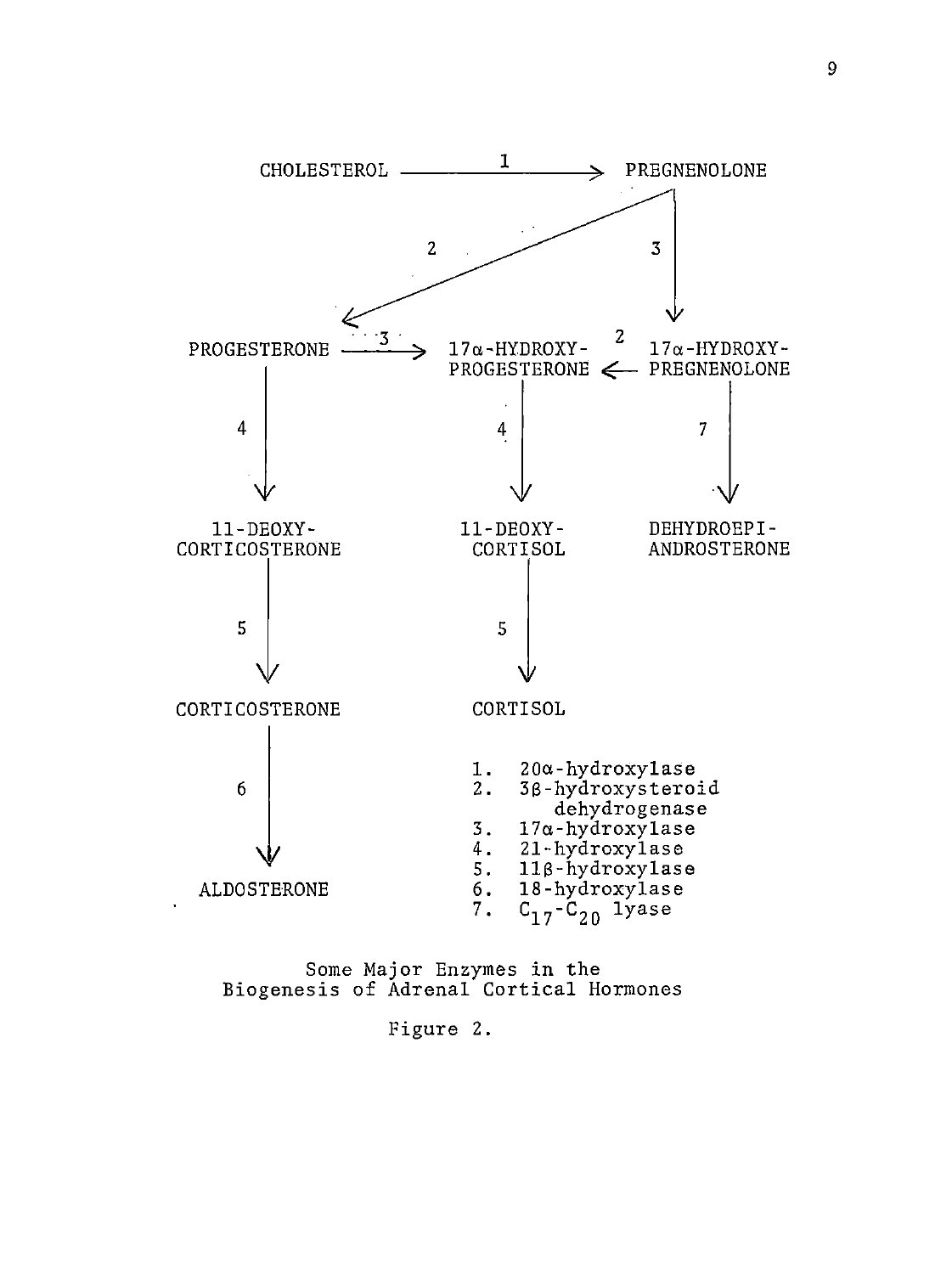CHOLESTEROL —1→ PREGNENOLONE

PREGNENOLONE —2→ PROGESTERONE

PREGNENOLONE —3→ 17α-HYDROXY-PREGNENOLONE

PROGESTERONE —3→ 17α-HYDROXY-PROGESTERONE

17α-HYDROXY-PREGNENOLONE —2→ 17α-HYDROXY-PROGESTERONE

PROGESTERONE —4→ 11-DEOXY-CORTICOSTERONE

17α-HYDROXY-PROGESTERONE —4→ 11-DEOXY-CORTISOL

17α-HYDROXY-PREGNENOLONE —7→ DEHYDROEPI-ANDROSTERONE

11-DEOXY-CORTICOSTERONE —5→ CORTICOSTERONE

11-DEOXY-CORTISOL —5→ CORTISOL

CORTICOSTERONE —6→ ALDOSTERONE

1. 20α-hydroxylase
2. 3β-hydroxysteroid dehydrogenase
3. 17α-hydroxylase
4. 21-hydroxylase
5. 11β-hydroxylase
6. 18-hydroxylase
7. $C_{17}$-$C_{20}$ lyase

Some Major Enzymes in the Biogenesis of Adrenal Cortical Hormones

Figure 2.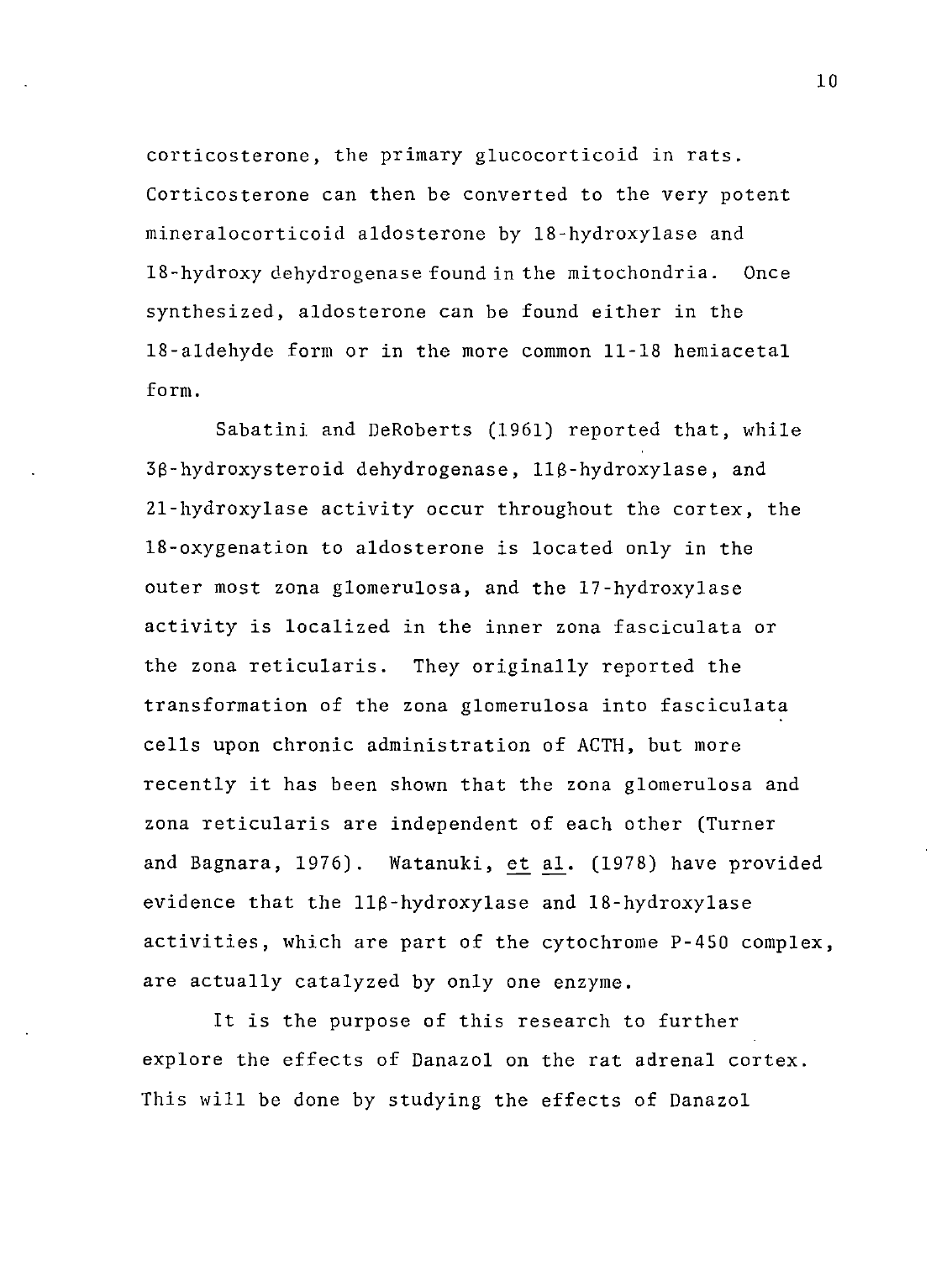corticosterone, the primary glucocorticoid in rats. Corticosterone can then be converted to the very potent mineralocorticoid aldosterone by 18-hydroxylase and 18-hydroxy dehydrogenase found in the mitochondria. Once synthesized, aldosterone can be found either in the 18-aldehyde form or in the more common 11-18 hemiacetal form.

Sabatini and DeRoberts (1961) reported that, while 3β-hydroxysteroid dehydrogenase, 11β-hydroxylase, and 21-hydroxylase activity occur throughout the cortex, the 18-oxygenation to aldosterone is located only in the outer most zona glomerulosa, and the 17-hydroxylase activity is localized in the inner zona fasciculata or the zona reticularis. They originally reported the transformation of the zona glomerulosa into fasciculata cells upon chronic administration of ACTH, but more recently it has been shown that the zona glomerulosa and zona reticularis are independent of each other (Turner and Bagnara, 1976). Watanuki, et al. (1978) have provided evidence that the 11β-hydroxylase and 18-hydroxylase activities, which are part of the cytochrome P-450 complex, are actually catalyzed by only one enzyme.

It is the purpose of this research to further explore the effects of Danazol on the rat adrenal cortex. This will be done by studying the effects of Danazol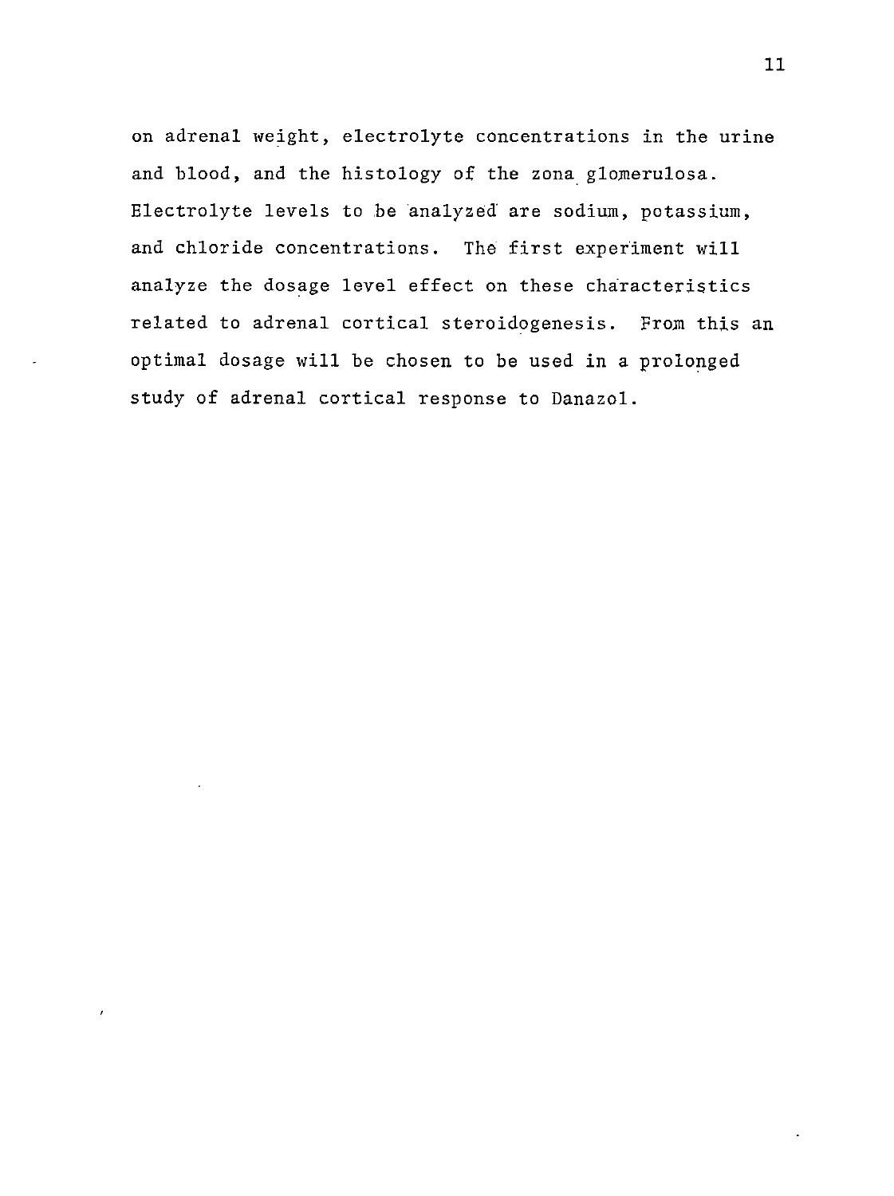on adrenal weight, electrolyte concentrations in the urine and blood, and the histology of the zona glomerulosa. Electrolyte levels to be analyzed are sodium, potassium, and chloride concentrations. The first experiment will analyze the dosage level effect on these characteristics related to adrenal cortical steroidogenesis. From this an optimal dosage will be chosen to be used in a prolonged study of adrenal cortical response to Danazol.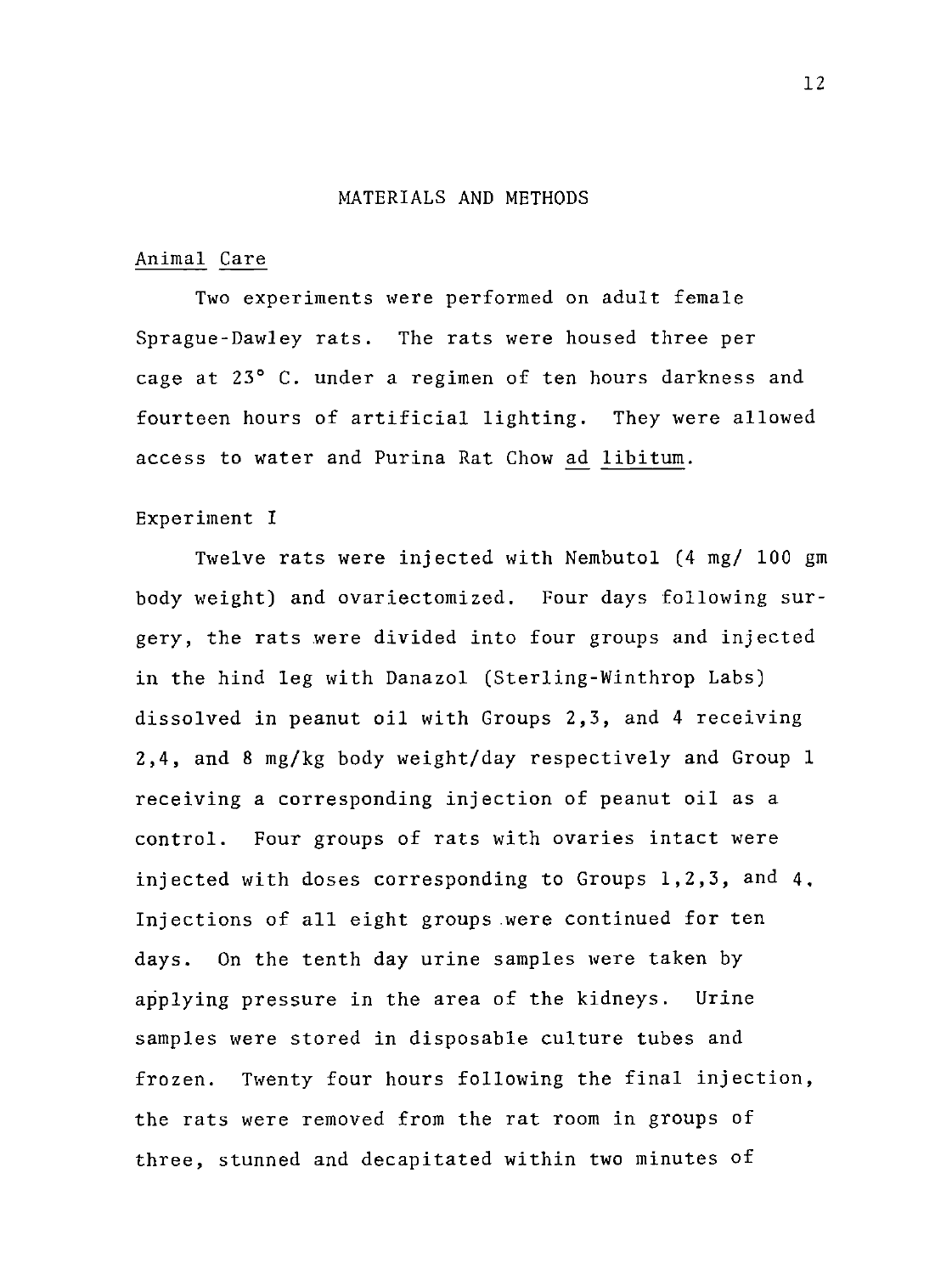# MATERIALS AND METHODS

## Animal Care

Two experiments were performed on adult female Sprague-Dawley rats. The rats were housed three per cage at 23° C. under a regimen of ten hours darkness and fourteen hours of artificial lighting. They were allowed access to water and Purina Rat Chow *ad libitum*.

## Experiment I

Twelve rats were injected with Nembutol (4 mg/ 100 gm body weight) and ovariectomized. Four days following surgery, the rats were divided into four groups and injected in the hind leg with Danazol (Sterling-Winthrop Labs) dissolved in peanut oil with Groups 2,3, and 4 receiving 2,4, and 8 mg/kg body weight/day respectively and Group 1 receiving a corresponding injection of peanut oil as a control. Four groups of rats with ovaries intact were injected with doses corresponding to Groups 1,2,3, and 4. Injections of all eight groups were continued for ten days. On the tenth day urine samples were taken by applying pressure in the area of the kidneys. Urine samples were stored in disposable culture tubes and frozen. Twenty four hours following the final injection, the rats were removed from the rat room in groups of three, stunned and decapitated within two minutes of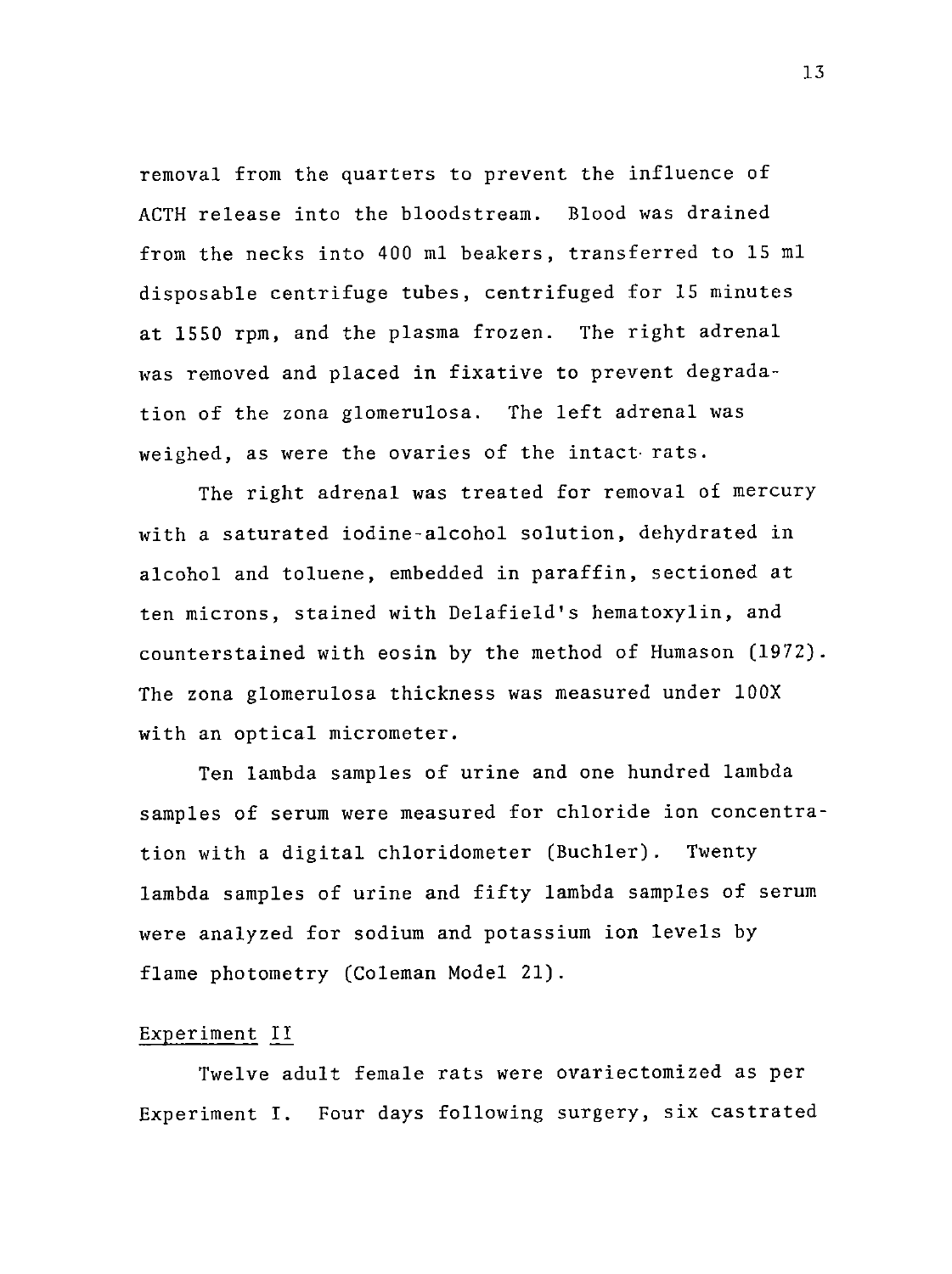removal from the quarters to prevent the influence of ACTH release into the bloodstream. Blood was drained from the necks into 400 ml beakers, transferred to 15 ml disposable centrifuge tubes, centrifuged for 15 minutes at 1550 rpm, and the plasma frozen. The right adrenal was removed and placed in fixative to prevent degradation of the zona glomerulosa. The left adrenal was weighed, as were the ovaries of the intact rats.

The right adrenal was treated for removal of mercury with a saturated iodine-alcohol solution, dehydrated in alcohol and toluene, embedded in paraffin, sectioned at ten microns, stained with Delafield's hematoxylin, and counterstained with eosin by the method of Humason (1972). The zona glomerulosa thickness was measured under 100X with an optical micrometer.

Ten lambda samples of urine and one hundred lambda samples of serum were measured for chloride ion concentration with a digital chloridometer (Buchler). Twenty lambda samples of urine and fifty lambda samples of serum were analyzed for sodium and potassium ion levels by flame photometry (Coleman Model 21).

## Experiment II

Twelve adult female rats were ovariectomized as per Experiment I. Four days following surgery, six castrated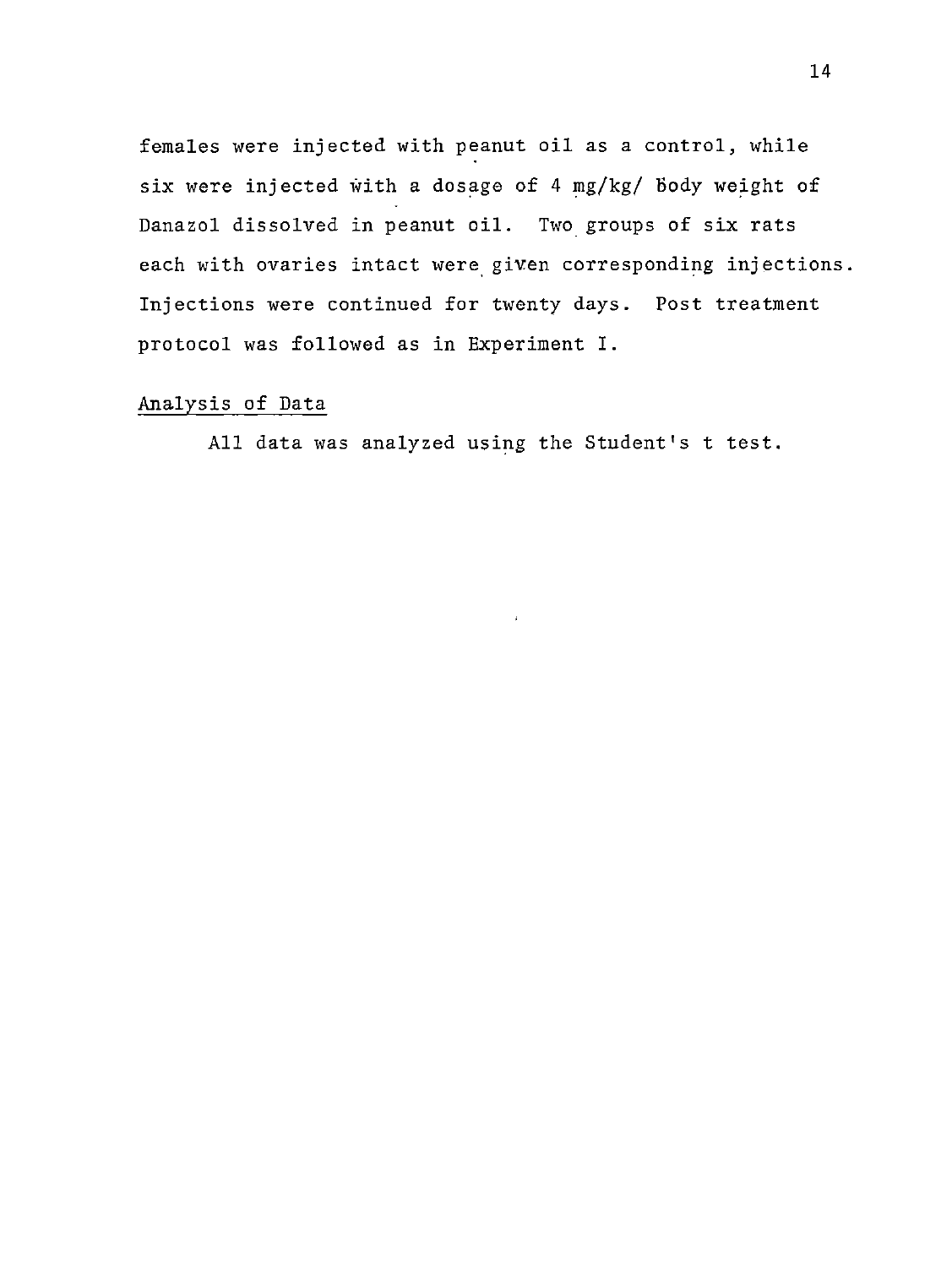females were injected with peanut oil as a control, while six were injected with a dosage of 4 mg/kg/ body weight of Danazol dissolved in peanut oil. Two groups of six rats each with ovaries intact were given corresponding injections. Injections were continued for twenty days. Post treatment protocol was followed as in Experiment I.

## Analysis of Data

All data was analyzed using the Student's t test.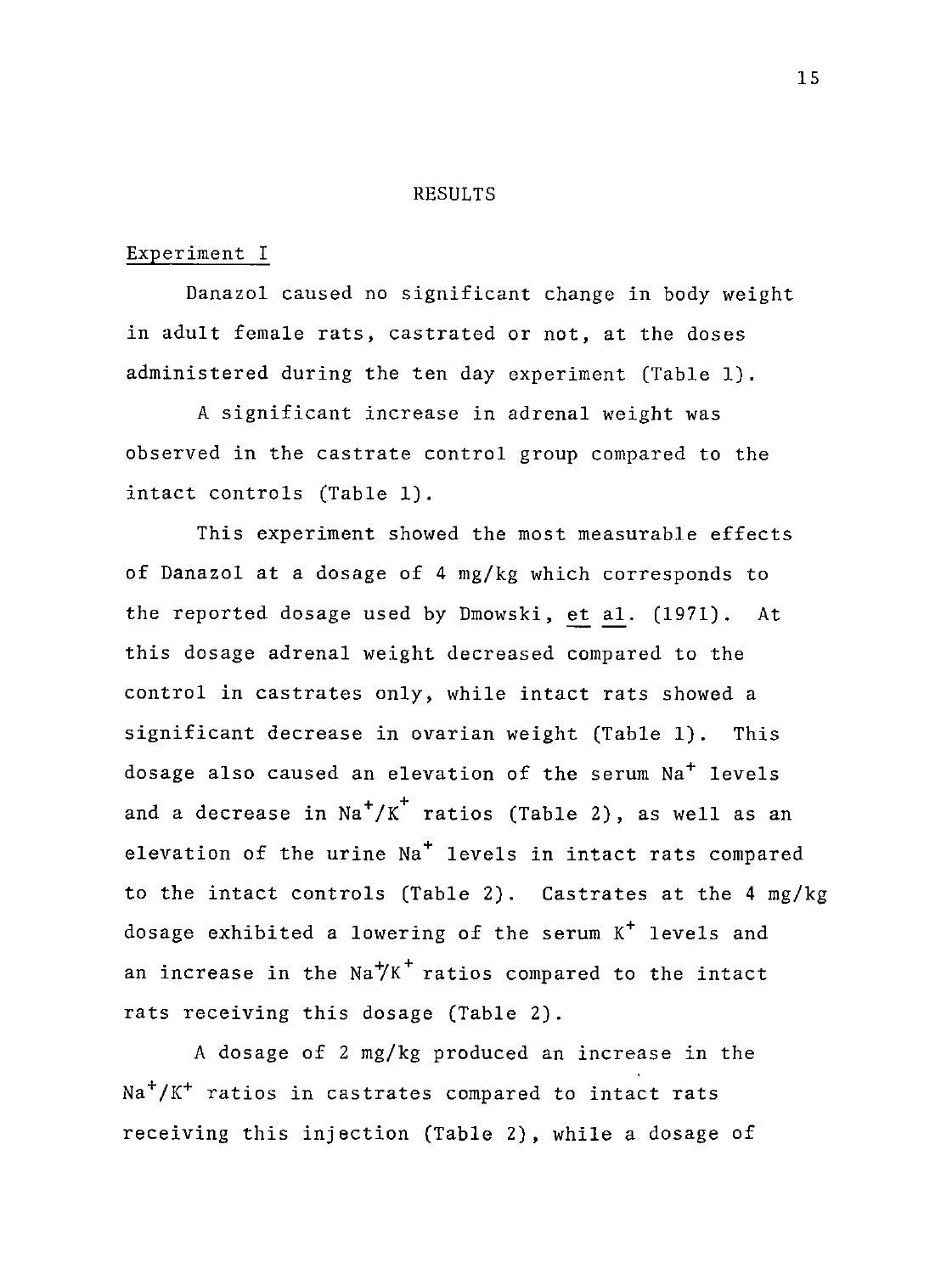# RESULTS

## Experiment I

Danazol caused no significant change in body weight in adult female rats, castrated or not, at the doses administered during the ten day experiment (Table 1).

A significant increase in adrenal weight was observed in the castrate control group compared to the intact controls (Table 1).

This experiment showed the most measurable effects of Danazol at a dosage of 4 mg/kg which corresponds to the reported dosage used by Dmowski, et al. (1971). At this dosage adrenal weight decreased compared to the control in castrates only, while intact rats showed a significant decrease in ovarian weight (Table 1). This dosage also caused an elevation of the serum $Na^+$ levels and a decrease in $Na^+/K^+$ ratios (Table 2), as well as an elevation of the urine $Na^+$ levels in intact rats compared to the intact controls (Table 2). Castrates at the 4 mg/kg dosage exhibited a lowering of the serum $K^+$ levels and an increase in the $Na^+/K^+$ ratios compared to the intact rats receiving this dosage (Table 2).

A dosage of 2 mg/kg produced an increase in the $Na^+/K^+$ ratios in castrates compared to intact rats receiving this injection (Table 2), while a dosage of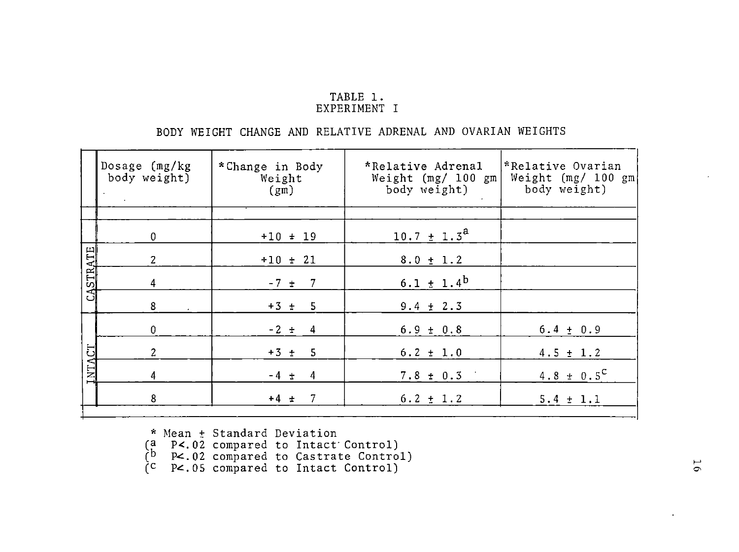TABLE 1.
EXPERIMENT I

BODY WEIGHT CHANGE AND RELATIVE ADRENAL AND OVARIAN WEIGHTS

| | Dosage (mg/kg body weight) | *Change in Body Weight (gm) | *Relative Adrenal Weight (mg/ 100 gm body weight) | *Relative Ovarian Weight (mg/ 100 gm body weight) |
|---|---|---|---|---|
| CASTRATE | 0 | +10 ± 19 | 10.7 ± 1.3[a] | |
| | 2 | +10 ± 21 | 8.0 ± 1.2 | |
| | 4 | -7 ± 7 | 6.1 ± 1.4[b] | |
| | 8 | +3 ± 5 | 9.4 ± 2.3 | |
| INTACT | 0 | -2 ± 4 | 6.9 ± 0.8 | 6.4 ± 0.9 |
| | 2 | +3 ± 5 | 6.2 ± 1.0 | 4.5 ± 1.2 |
| | 4 | -4 ± 4 | 7.8 ± 0.3 | 4.8 ± 0.5[c] |
| | 8 | +4 ± 7 | 6.2 ± 1.2 | 5.4 ± 1.1 |

\* Mean ± Standard Deviation
([a] $P < .02$ compared to Intact Control)
([b] $P < .02$ compared to Castrate Control)
([c] $P < .05$ compared to Intact Control)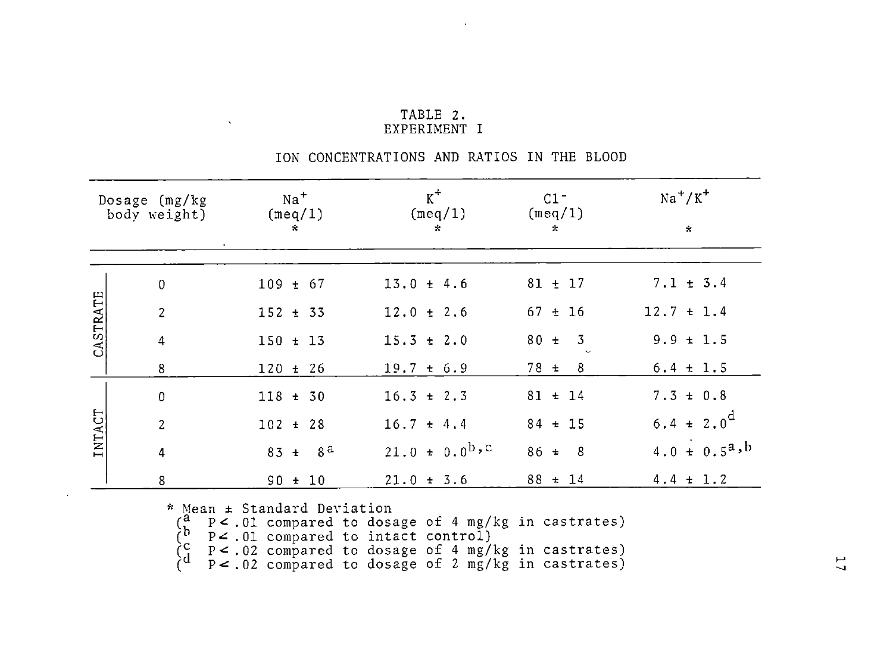TABLE 2.
EXPERIMENT I

ION CONCENTRATIONS AND RATIOS IN THE BLOOD

| | Dosage (mg/kg body weight) | $Na^+$ (meq/l) * | $K^+$ (meq/l) * | $Cl^-$ (meq/l) * | $Na^+/K^+$ * |
|---|---|---|---|---|---|
| CASTRATE | 0 | 109 ± 67 | 13.0 ± 4.6 | 81 ± 17 | 7.1 ± 3.4 |
| | 2 | 152 ± 33 | 12.0 ± 2.6 | 67 ± 16 | 12.7 ± 1.4 |
| | 4 | 150 ± 13 | 15.3 ± 2.0 | 80 ± 3 | 9.9 ± 1.5 |
| | 8 | 120 ± 26 | 19.7 ± 6.9 | 78 ± 8 | 6.4 ± 1.5 |
| INTACT | 0 | 118 ± 30 | 16.3 ± 2.3 | 81 ± 14 | 7.3 ± 0.8 |
| | 2 | 102 ± 28 | 16.7 ± 4.4 | 84 ± 15 | 6.4 ± 2.0[d] |
| | 4 | 83 ± 8[a] | 21.0 ± 0.0[b,c] | 86 ± 8 | 4.0 ± 0.5[a,b] |
| | 8 | 90 ± 10 | 21.0 ± 3.6 | 88 ± 14 | 4.4 ± 1.2 |

\* Mean ± Standard Deviation

([a] $P < .01$ compared to dosage of 4 mg/kg in castrates)
([b] $P < .01$ compared to intact control)
([c] $P < .02$ compared to dosage of 4 mg/kg in castrates)
([d] $P < .02$ compared to dosage of 2 mg/kg in castrates)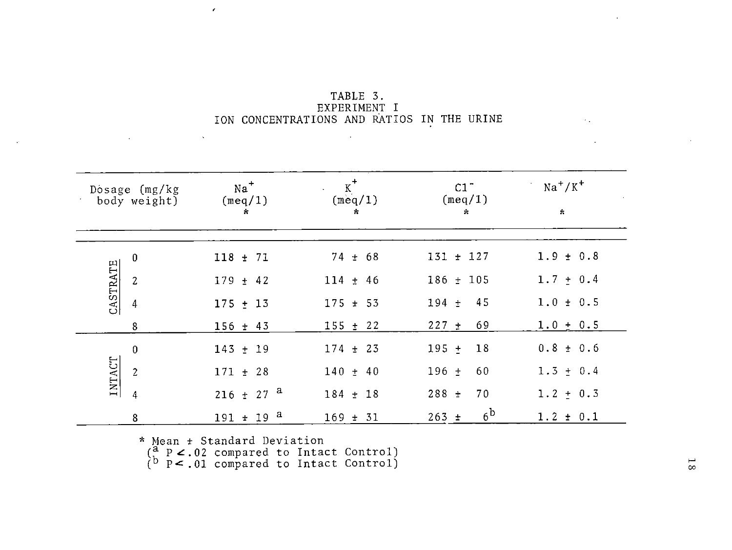TABLE 3.
EXPERIMENT I
ION CONCENTRATIONS AND RATIOS IN THE URINE

| | Dosage (mg/kg body weight) | $Na^+$ (meq/l) * | $K^+$ (meq/l) * | $Cl^-$ (meq/l) * | $Na^+/K^+$ * |
|---|---|---|---|---|---|
| CASTRATE | 0 | 118 ± 71 | 74 ± 68 | 131 ± 127 | 1.9 ± 0.8 |
| | 2 | 179 ± 42 | 114 ± 46 | 186 ± 105 | 1.7 ± 0.4 |
| | 4 | 175 ± 13 | 175 ± 53 | 194 ± 45 | 1.0 ± 0.5 |
| | 8 | 156 ± 43 | 155 ± 22 | 227 ± 69 | 1.0 ± 0.5 |
| INTACT | 0 | 143 ± 19 | 174 ± 23 | 195 ± 18 | 0.8 ± 0.6 |
| | 2 | 171 ± 28 | 140 ± 40 | 196 ± 60 | 1.3 ± 0.4 |
| | 4 | 216 ± 27 [a] | 184 ± 18 | 288 ± 70 | 1.2 ± 0.3 |
| | 8 | 191 ± 19 [a] | 169 ± 31 | 263 ± 6 [b] | 1.2 ± 0.1 |

\* Mean ± Standard Deviation
([a] $P < .02$ compared to Intact Control)
([b] $P < .01$ compared to Intact Control)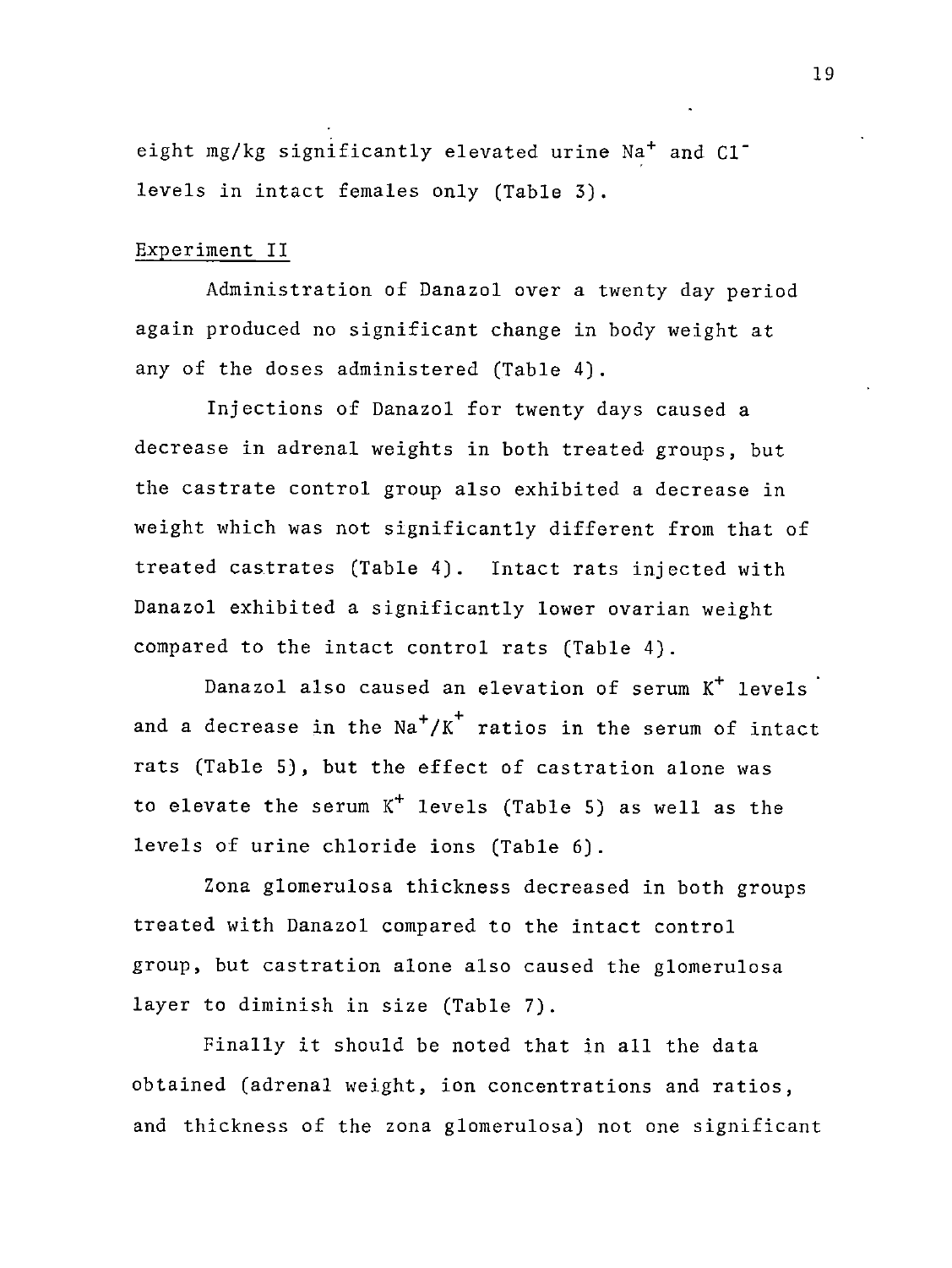eight mg/kg significantly elevated urine $Na^+$ and $Cl^-$ levels in intact females only (Table 3).

Experiment II

Administration of Danazol over a twenty day period again produced no significant change in body weight at any of the doses administered (Table 4).

Injections of Danazol for twenty days caused a decrease in adrenal weights in both treated groups, but the castrate control group also exhibited a decrease in weight which was not significantly different from that of treated castrates (Table 4). Intact rats injected with Danazol exhibited a significantly lower ovarian weight compared to the intact control rats (Table 4).

Danazol also caused an elevation of serum $K^+$ levels and a decrease in the $Na^+/K^+$ ratios in the serum of intact rats (Table 5), but the effect of castration alone was to elevate the serum $K^+$ levels (Table 5) as well as the levels of urine chloride ions (Table 6).

Zona glomerulosa thickness decreased in both groups treated with Danazol compared to the intact control group, but castration alone also caused the glomerulosa layer to diminish in size (Table 7).

Finally it should be noted that in all the data obtained (adrenal weight, ion concentrations and ratios, and thickness of the zona glomerulosa) not one significant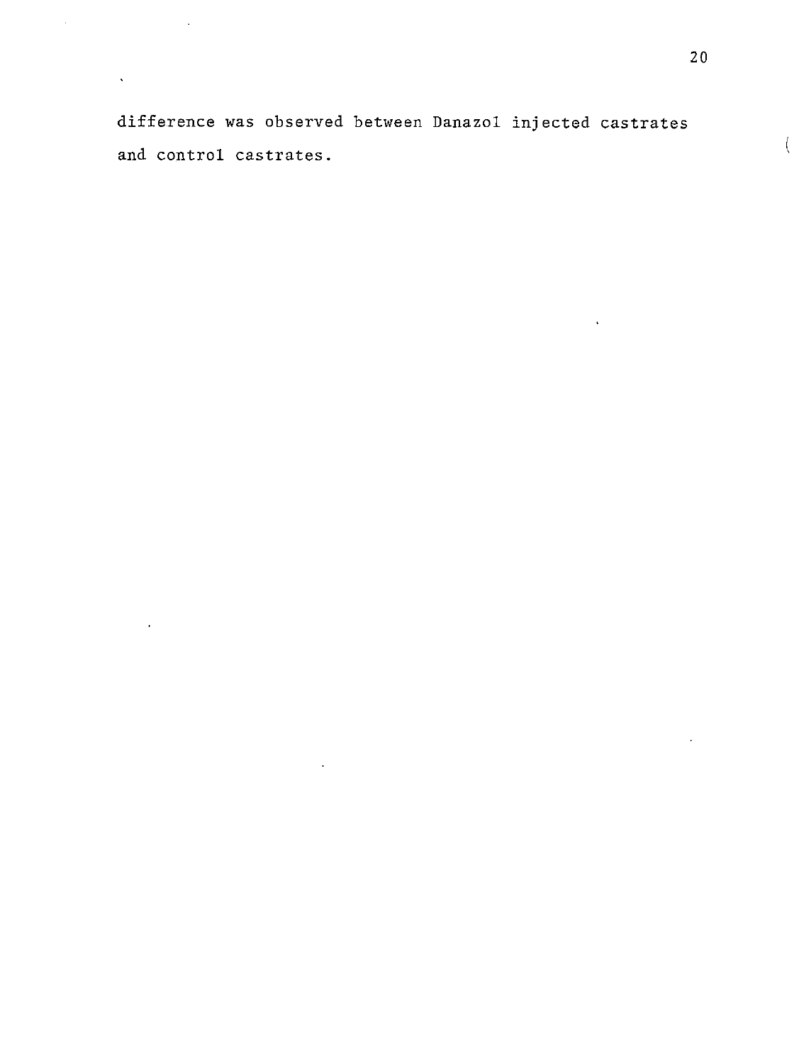difference was observed between Danazol injected castrates and control castrates.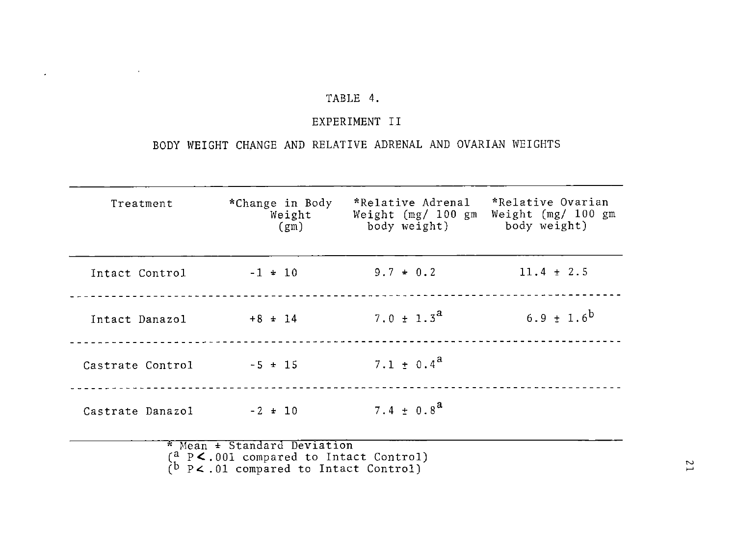TABLE 4.

EXPERIMENT II

BODY WEIGHT CHANGE AND RELATIVE ADRENAL AND OVARIAN WEIGHTS

| Treatment | *Change in Body Weight (gm) | *Relative Adrenal Weight (mg/ 100 gm body weight) | *Relative Ovarian Weight (mg/ 100 gm body weight) |
|---|---|---|---|
| Intact Control | -1 ± 10 | 9.7 ± 0.2 | 11.4 ± 2.5 |
| Intact Danazol | +8 ± 14 | 7.0 ± 1.3[a] | 6.9 ± 1.6[b] |
| Castrate Control | -5 ± 15 | 7.1 ± 0.4[a] | |
| Castrate Danazol | -2 ± 10 | 7.4 ± 0.8[a] | |

* Mean ± Standard Deviation
([a] $P < .001$ compared to Intact Control)
([b] $P < .01$ compared to Intact Control)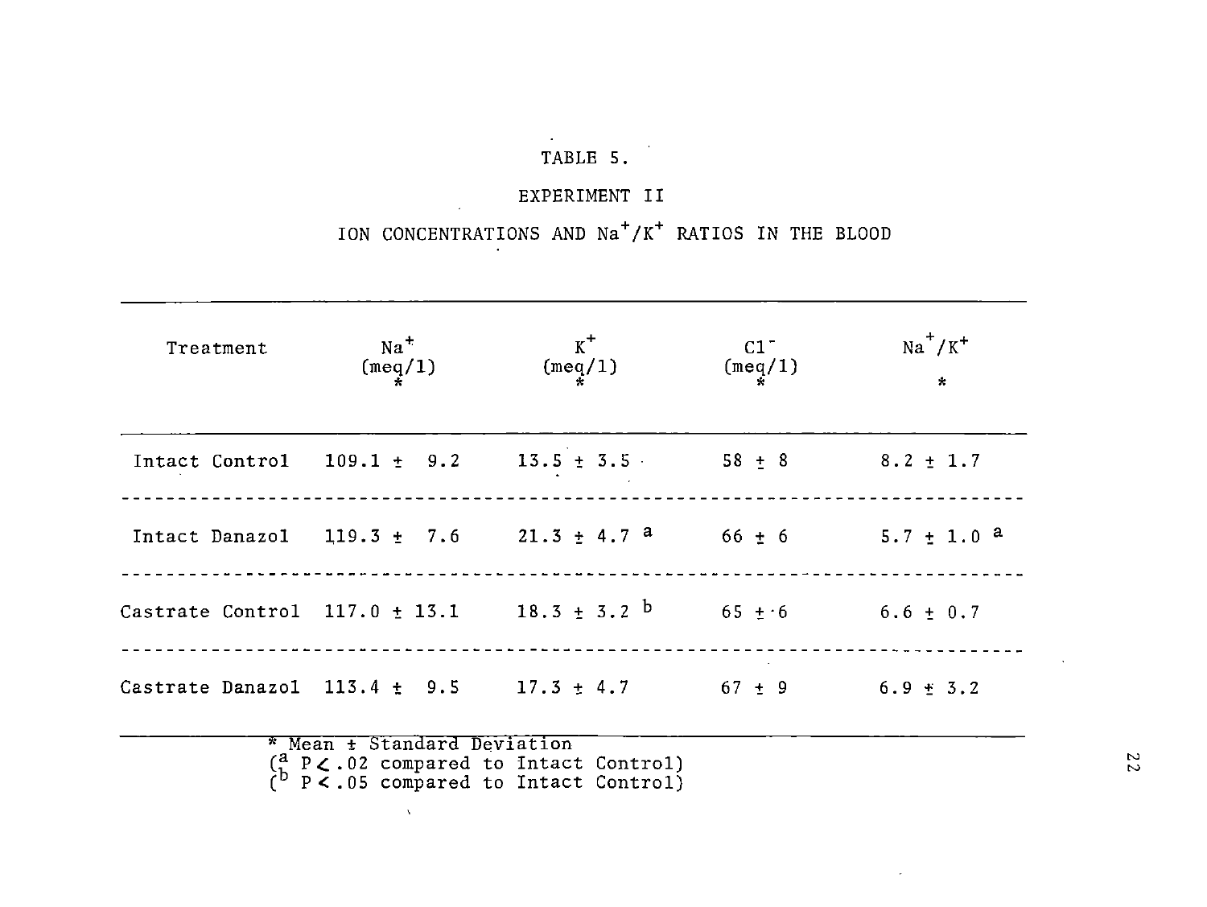TABLE 5.

EXPERIMENT II

ION CONCENTRATIONS AND $Na^+/K^+$ RATIOS IN THE BLOOD

| Treatment | $Na^+$ (meq/l) * | $K^+$ (meq/l) * | $Cl^-$ (meq/l) * | $Na^+/K^+$ * |
|---|---|---|---|---|
| Intact Control | 109.1 ± 9.2 | 13.5 ± 3.5 | 58 ± 8 | 8.2 ± 1.7 |
| Intact Danazol | 119.3 ± 7.6 | 21.3 ± 4.7 [a] | 66 ± 6 | 5.7 ± 1.0 [a] |
| Castrate Control | 117.0 ± 13.1 | 18.3 ± 3.2 [b] | 65 ± 6 | 6.6 ± 0.7 |
| Castrate Danazol | 113.4 ± 9.5 | 17.3 ± 4.7 | 67 ± 9 | 6.9 ± 3.2 |

* Mean ± Standard Deviation
([a] $P < .02$ compared to Intact Control)
([b] $P < .05$ compared to Intact Control)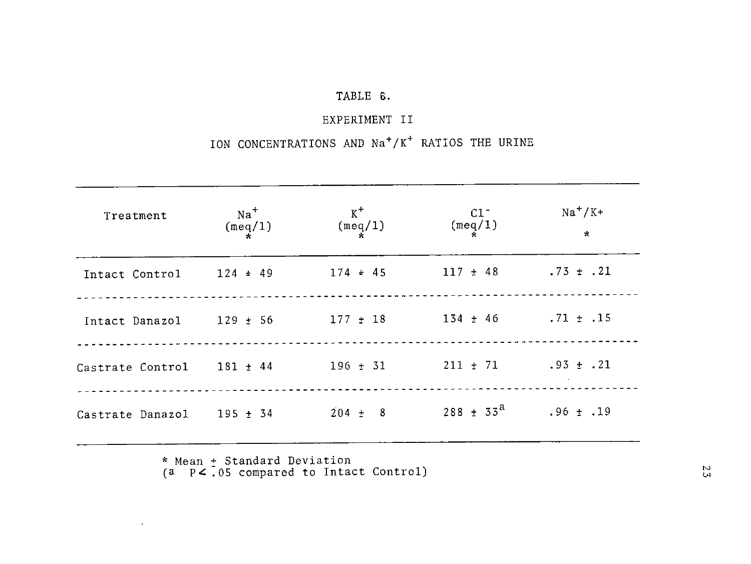TABLE 6.

EXPERIMENT II

ION CONCENTRATIONS AND $Na^{+}/K^{+}$ RATIOS THE URINE

| Treatment | $Na^{+}$ (meq/l) * | $K^{+}$ (meq/l) * | $Cl^{-}$ (meq/l) * | $Na^{+}/K^{+}$ * |
|---|---|---|---|---|
| Intact Control | 124 ± 49 | 174 ± 45 | 117 ± 48 | .73 ± .21 |
| Intact Danazol | 129 ± 56 | 177 ± 18 | 134 ± 46 | .71 ± .15 |
| Castrate Control | 181 ± 44 | 196 ± 31 | 211 ± 71 | .93 ± .21 |
| Castrate Danazol | 195 ± 34 | 204 ± 8 | 288 ± 33[a] | .96 ± .19 |

* Mean ± Standard Deviation
([a] $P < .05$ compared to Intact Control)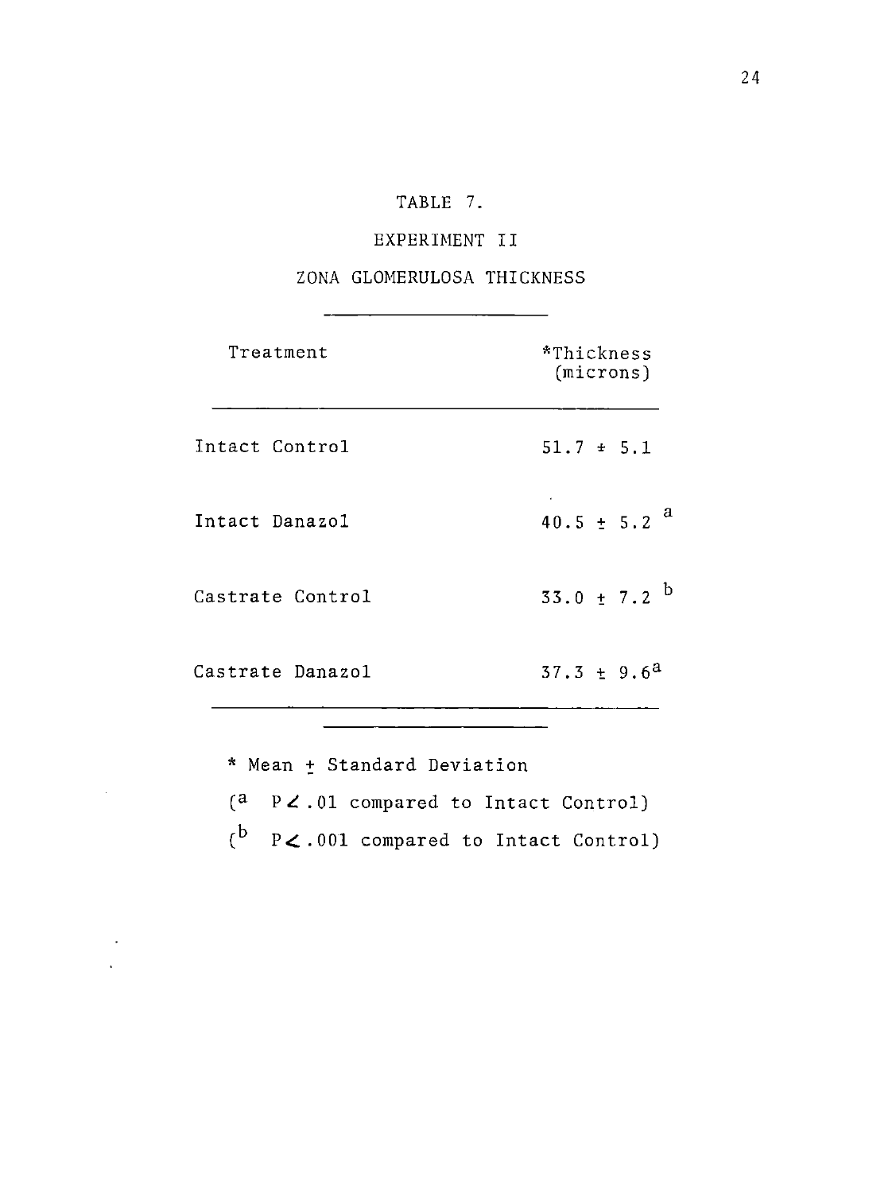TABLE 7.

EXPERIMENT II

ZONA GLOMERULOSA THICKNESS

| Treatment | *Thickness (microns) |
|---|---|
| Intact Control | 51.7 ± 5.1 |
| Intact Danazol | 40.5 ± 5.2 [a] |
| Castrate Control | 33.0 ± 7.2 [b] |
| Castrate Danazol | 37.3 ± 9.6[a] |

\* Mean ± Standard Deviation

([a] $P < .01$ compared to Intact Control)

([b] $P < .001$ compared to Intact Control)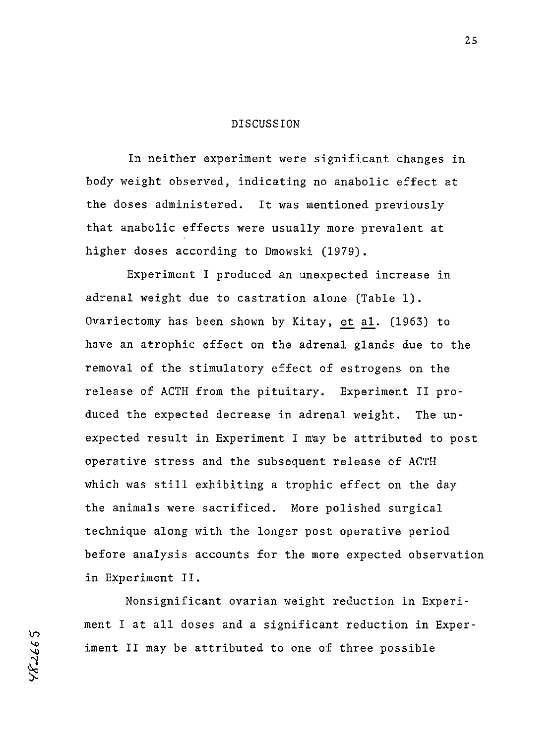## DISCUSSION

In neither experiment were significant changes in body weight observed, indicating no anabolic effect at the doses administered. It was mentioned previously that anabolic effects were usually more prevalent at higher doses according to Dmowski (1979).

Experiment I produced an unexpected increase in adrenal weight due to castration alone (Table 1). Ovariectomy has been shown by Kitay, et al. (1963) to have an atrophic effect on the adrenal glands due to the removal of the stimulatory effect of estrogens on the release of ACTH from the pituitary. Experiment II produced the expected decrease in adrenal weight. The unexpected result in Experiment I may be attributed to post operative stress and the subsequent release of ACTH which was still exhibiting a trophic effect on the day the animals were sacrificed. More polished surgical technique along with the longer post operative period before analysis accounts for the more expected observation in Experiment II.

Nonsignificant ovarian weight reduction in Experiment I at all doses and a significant reduction in Experiment II may be attributed to one of three possible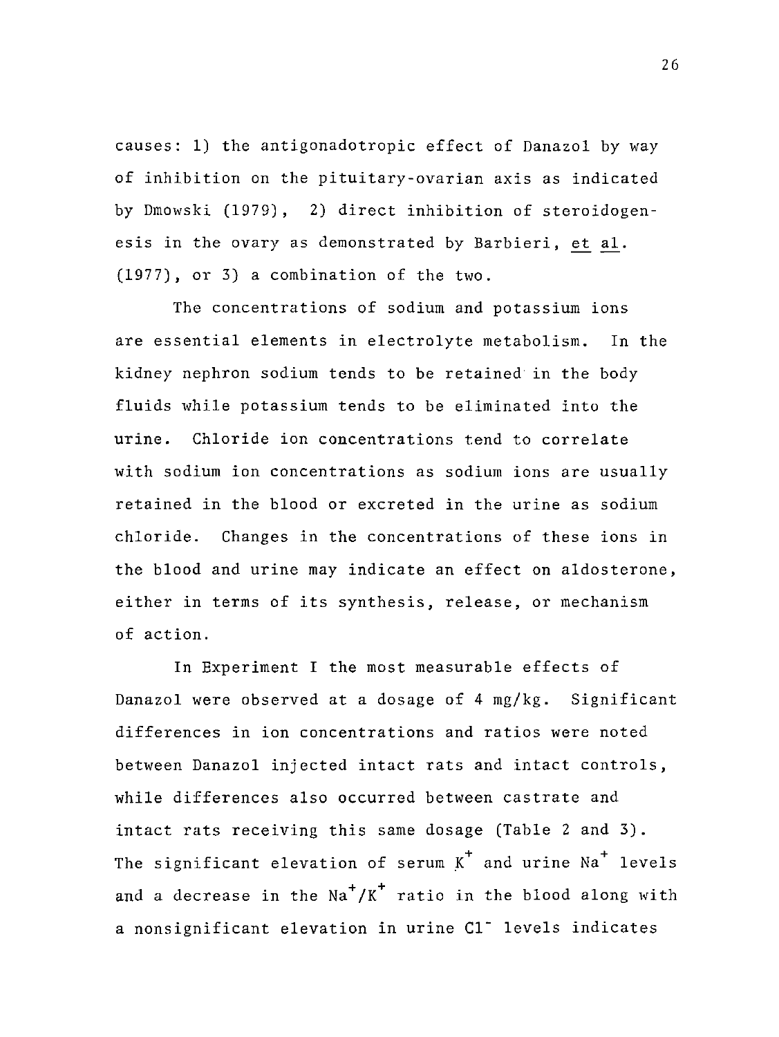causes: 1) the antigonadotropic effect of Danazol by way of inhibition on the pituitary-ovarian axis as indicated by Dmowski (1979), 2) direct inhibition of steroidogenesis in the ovary as demonstrated by Barbieri, et al. (1977), or 3) a combination of the two.

The concentrations of sodium and potassium ions are essential elements in electrolyte metabolism. In the kidney nephron sodium tends to be retained in the body fluids while potassium tends to be eliminated into the urine. Chloride ion concentrations tend to correlate with sodium ion concentrations as sodium ions are usually retained in the blood or excreted in the urine as sodium chloride. Changes in the concentrations of these ions in the blood and urine may indicate an effect on aldosterone, either in terms of its synthesis, release, or mechanism of action.

In Experiment I the most measurable effects of Danazol were observed at a dosage of 4 mg/kg. Significant differences in ion concentrations and ratios were noted between Danazol injected intact rats and intact controls, while differences also occurred between castrate and intact rats receiving this same dosage (Table 2 and 3). The significant elevation of serum $K^+$ and urine $Na^+$ levels and a decrease in the $Na^+/K^+$ ratio in the blood along with a nonsignificant elevation in urine $Cl^-$ levels indicates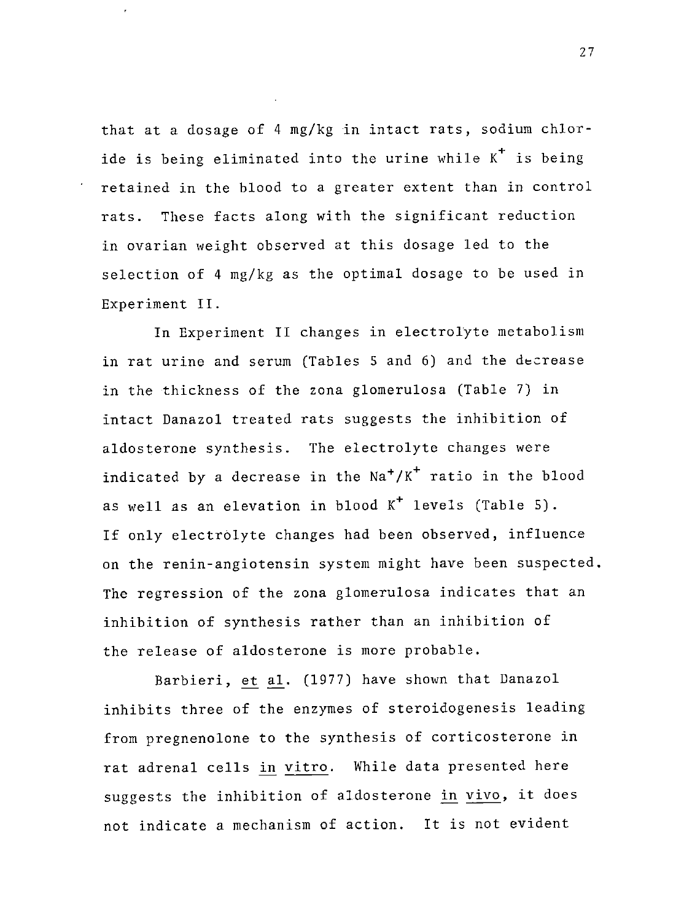that at a dosage of 4 mg/kg in intact rats, sodium chloride is being eliminated into the urine while $K^+$ is being retained in the blood to a greater extent than in control rats. These facts along with the significant reduction in ovarian weight observed at this dosage led to the selection of 4 mg/kg as the optimal dosage to be used in Experiment II.

In Experiment II changes in electrolyte metabolism in rat urine and serum (Tables 5 and 6) and the decrease in the thickness of the zona glomerulosa (Table 7) in intact Danazol treated rats suggests the inhibition of aldosterone synthesis. The electrolyte changes were indicated by a decrease in the $Na^+/K^+$ ratio in the blood as well as an elevation in blood $K^+$ levels (Table 5). If only electrolyte changes had been observed, influence on the renin-angiotensin system might have been suspected. The regression of the zona glomerulosa indicates that an inhibition of synthesis rather than an inhibition of the release of aldosterone is more probable.

Barbieri, *et al.* (1977) have shown that Danazol inhibits three of the enzymes of steroidogenesis leading from pregnenolone to the synthesis of corticosterone in rat adrenal cells *in vitro*. While data presented here suggests the inhibition of aldosterone *in vivo*, it does not indicate a mechanism of action. It is not evident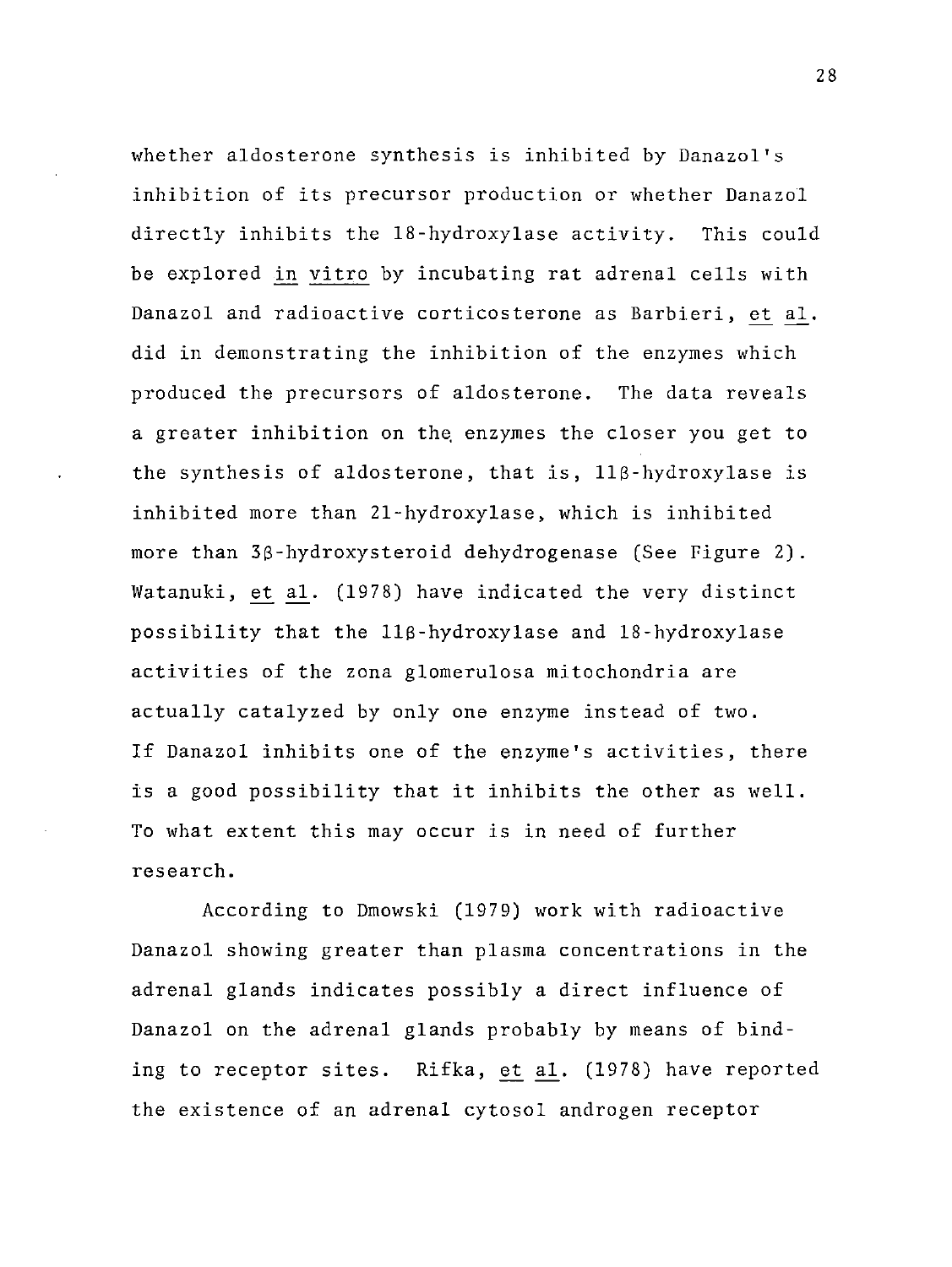whether aldosterone synthesis is inhibited by Danazol's inhibition of its precursor production or whether Danazol directly inhibits the 18-hydroxylase activity. This could be explored _in vitro_ by incubating rat adrenal cells with Danazol and radioactive corticosterone as Barbieri, _et al_. did in demonstrating the inhibition of the enzymes which produced the precursors of aldosterone. The data reveals a greater inhibition on the enzymes the closer you get to the synthesis of aldosterone, that is, 11β-hydroxylase is inhibited more than 21-hydroxylase, which is inhibited more than 3β-hydroxysteroid dehydrogenase (See Figure 2). Watanuki, _et al_. (1978) have indicated the very distinct possibility that the 11β-hydroxylase and 18-hydroxylase activities of the zona glomerulosa mitochondria are actually catalyzed by only one enzyme instead of two. If Danazol inhibits one of the enzyme's activities, there is a good possibility that it inhibits the other as well. To what extent this may occur is in need of further research.

According to Dmowski (1979) work with radioactive Danazol showing greater than plasma concentrations in the adrenal glands indicates possibly a direct influence of Danazol on the adrenal glands probably by means of binding to receptor sites. Rifka, _et al_. (1978) have reported the existence of an adrenal cytosol androgen receptor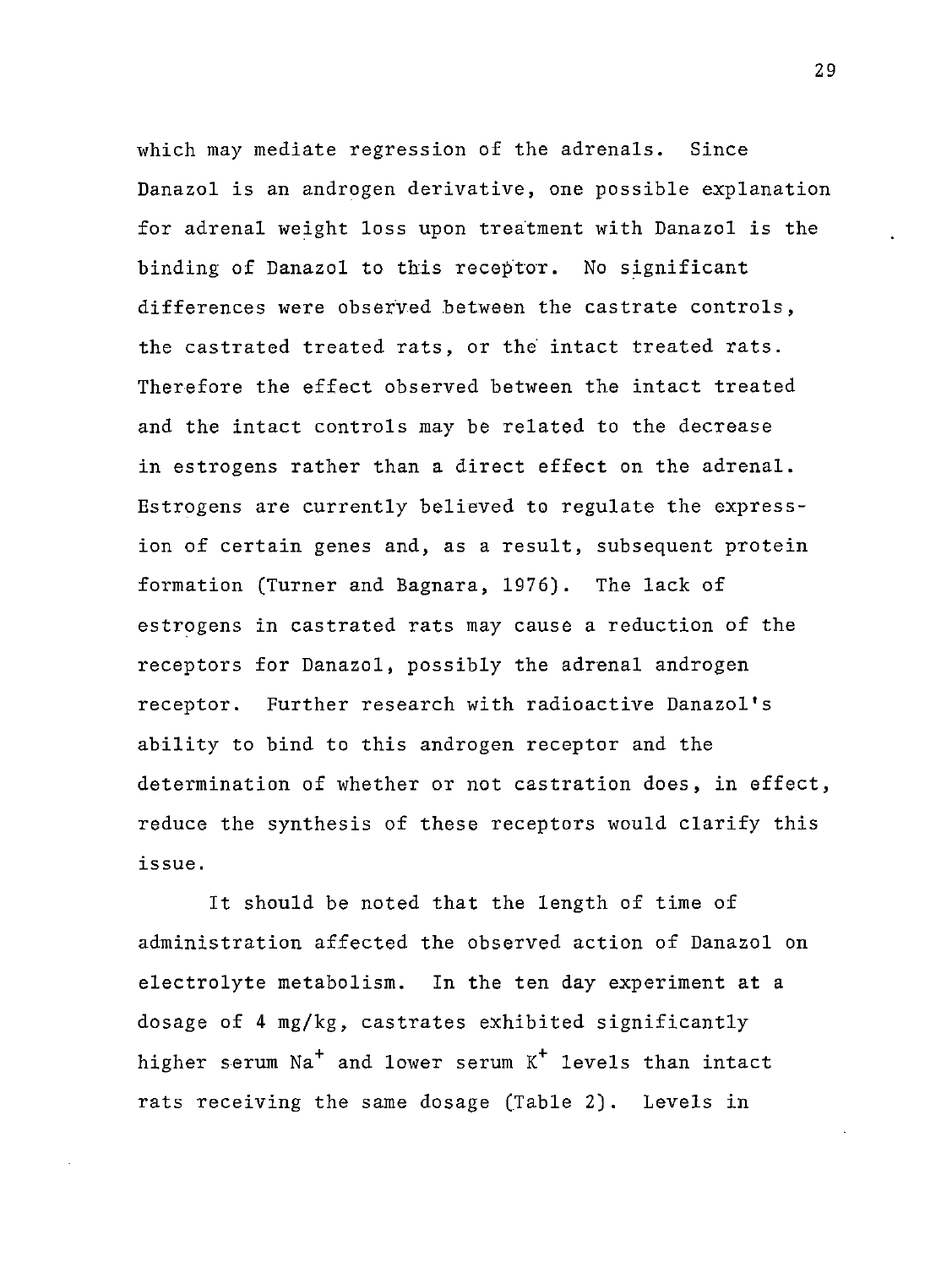which may mediate regression of the adrenals. Since Danazol is an androgen derivative, one possible explanation for adrenal weight loss upon treatment with Danazol is the binding of Danazol to this receptor. No significant differences were observed between the castrate controls, the castrated treated rats, or the intact treated rats. Therefore the effect observed between the intact treated and the intact controls may be related to the decrease in estrogens rather than a direct effect on the adrenal. Estrogens are currently believed to regulate the expression of certain genes and, as a result, subsequent protein formation (Turner and Bagnara, 1976). The lack of estrogens in castrated rats may cause a reduction of the receptors for Danazol, possibly the adrenal androgen receptor. Further research with radioactive Danazol's ability to bind to this androgen receptor and the determination of whether or not castration does, in effect, reduce the synthesis of these receptors would clarify this issue.

It should be noted that the length of time of administration affected the observed action of Danazol on electrolyte metabolism. In the ten day experiment at a dosage of 4 mg/kg, castrates exhibited significantly higher serum $Na^+$ and lower serum $K^+$ levels than intact rats receiving the same dosage (Table 2). Levels in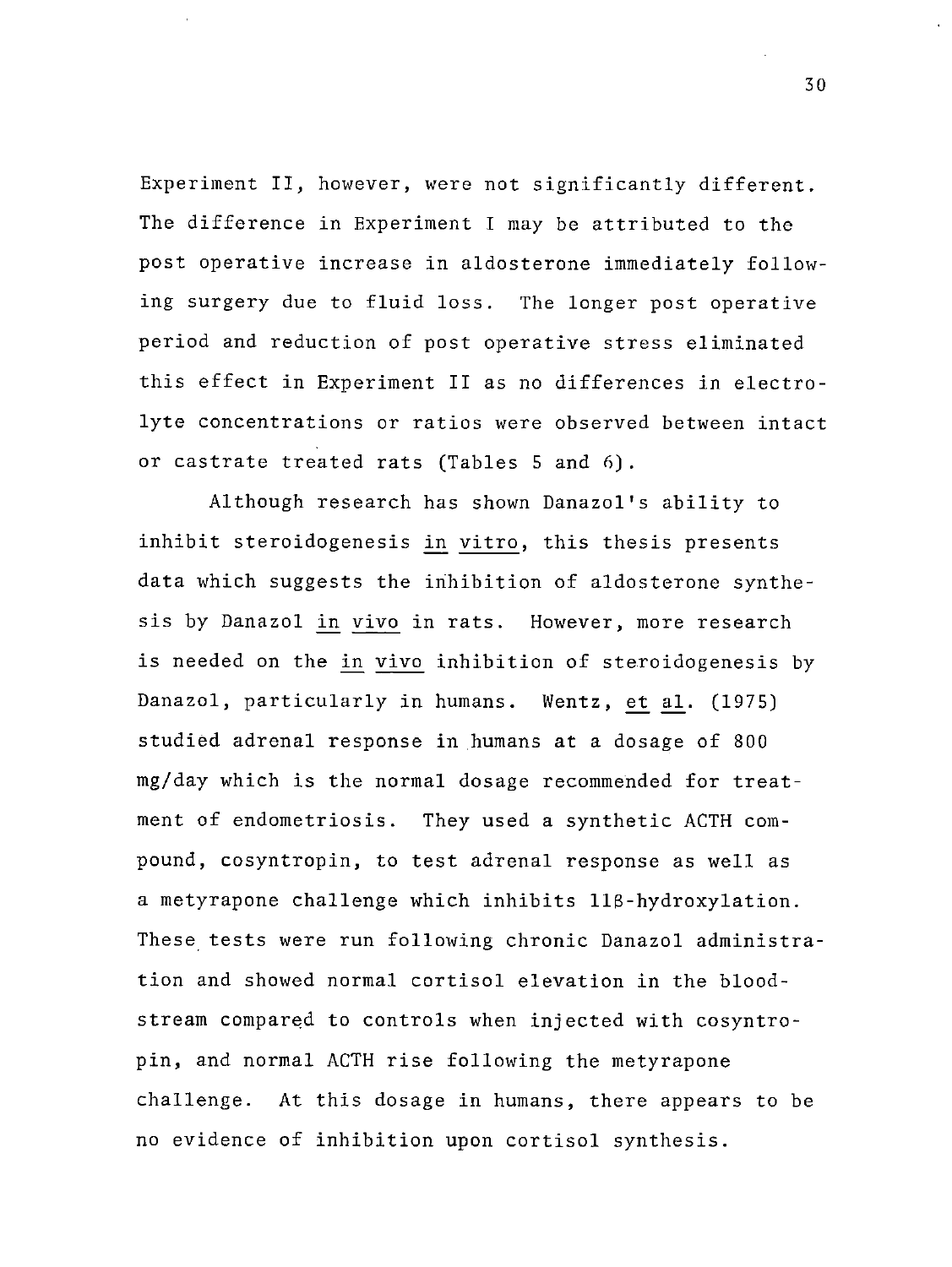Experiment II, however, were not significantly different. The difference in Experiment I may be attributed to the post operative increase in aldosterone immediately following surgery due to fluid loss. The longer post operative period and reduction of post operative stress eliminated this effect in Experiment II as no differences in electrolyte concentrations or ratios were observed between intact or castrate treated rats (Tables 5 and 6).

Although research has shown Danazol's ability to inhibit steroidogenesis *in vitro*, this thesis presents data which suggests the inhibition of aldosterone synthesis by Danazol *in vivo* in rats. However, more research is needed on the *in vivo* inhibition of steroidogenesis by Danazol, particularly in humans. Wentz, *et al*. (1975) studied adrenal response in humans at a dosage of 800 mg/day which is the normal dosage recommended for treatment of endometriosis. They used a synthetic ACTH compound, cosyntropin, to test adrenal response as well as a metyrapone challenge which inhibits 11β-hydroxylation. These tests were run following chronic Danazol administration and showed normal cortisol elevation in the bloodstream compared to controls when injected with cosyntropin, and normal ACTH rise following the metyrapone challenge. At this dosage in humans, there appears to be no evidence of inhibition upon cortisol synthesis.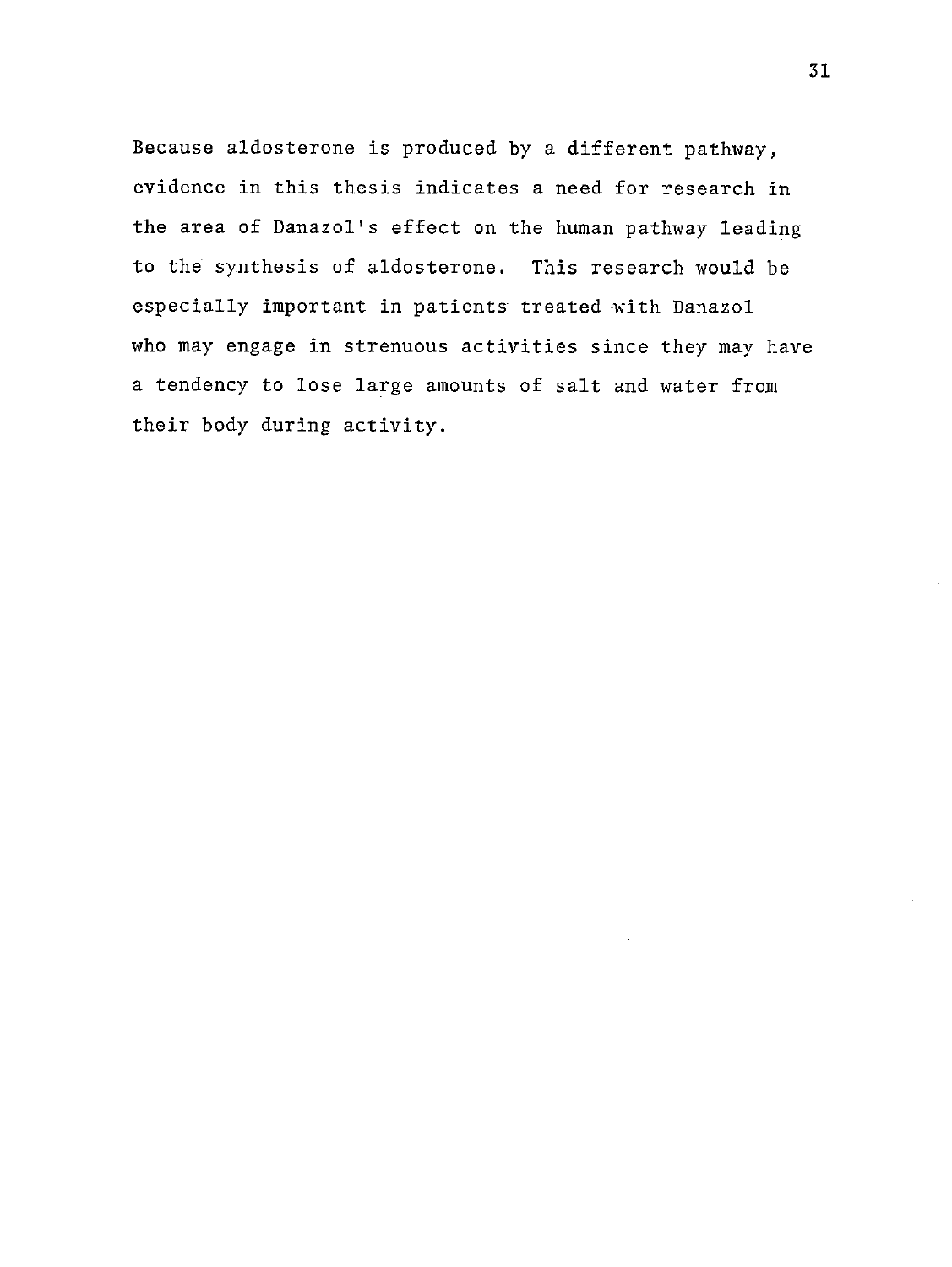Because aldosterone is produced by a different pathway, evidence in this thesis indicates a need for research in the area of Danazol's effect on the human pathway leading to the synthesis of aldosterone. This research would be especially important in patients treated with Danazol who may engage in strenuous activities since they may have a tendency to lose large amounts of salt and water from their body during activity.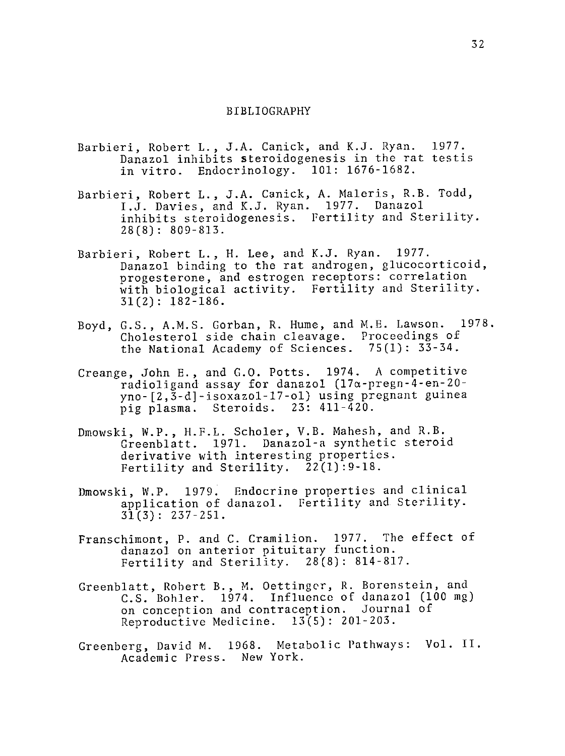# BIBLIOGRAPHY

Barbieri, Robert L., J.A. Canick, and K.J. Ryan. 1977. Danazol inhibits steroidogenesis in the rat testis in vitro. Endocrinology. 101: 1676-1682.

Barbieri, Robert L., J.A. Canick, A. Maleris, R.B. Todd, I.J. Davies, and K.J. Ryan. 1977. Danazol inhibits steroidogenesis. Fertility and Sterility. 28(8): 809-813.

Barbieri, Robert L., H. Lee, and K.J. Ryan. 1977. Danazol binding to the rat androgen, glucocorticoid, progesterone, and estrogen receptors: correlation with biological activity. Fertility and Sterility. 31(2): 182-186.

Boyd, G.S., A.M.S. Gorban, R. Hume, and M.E. Lawson. 1978. Cholesterol side chain cleavage. Proceedings of the National Academy of Sciences. 75(1): 33-34.

Creange, John E., and G.O. Potts. 1974. A competitive radioligand assay for danazol (17α-pregn-4-en-20-yno-[2,3-d]-isoxazol-17-ol) using pregnant guinea pig plasma. Steroids. 23: 411-420.

Dmowski, W.P., H.F.L. Scholer, V.B. Mahesh, and R.B. Greenblatt. 1971. Danazol-a synthetic steroid derivative with interesting properties. Fertility and Sterility. 22(1):9-18.

Dmowski, W.P. 1979. Endocrine properties and clinical application of danazol. Fertility and Sterility. 31(3): 237-251.

Franschimont, P. and C. Cramilion. 1977. The effect of danazol on anterior pituitary function. Fertility and Sterility. 28(8): 814-817.

Greenblatt, Robert B., M. Oettinger, R. Borenstein, and C.S. Bohler. 1974. Influence of danazol (100 mg) on conception and contraception. Journal of Reproductive Medicine. 13(5): 201-203.

Greenberg, David M. 1968. Metabolic Pathways: Vol. II. Academic Press. New York.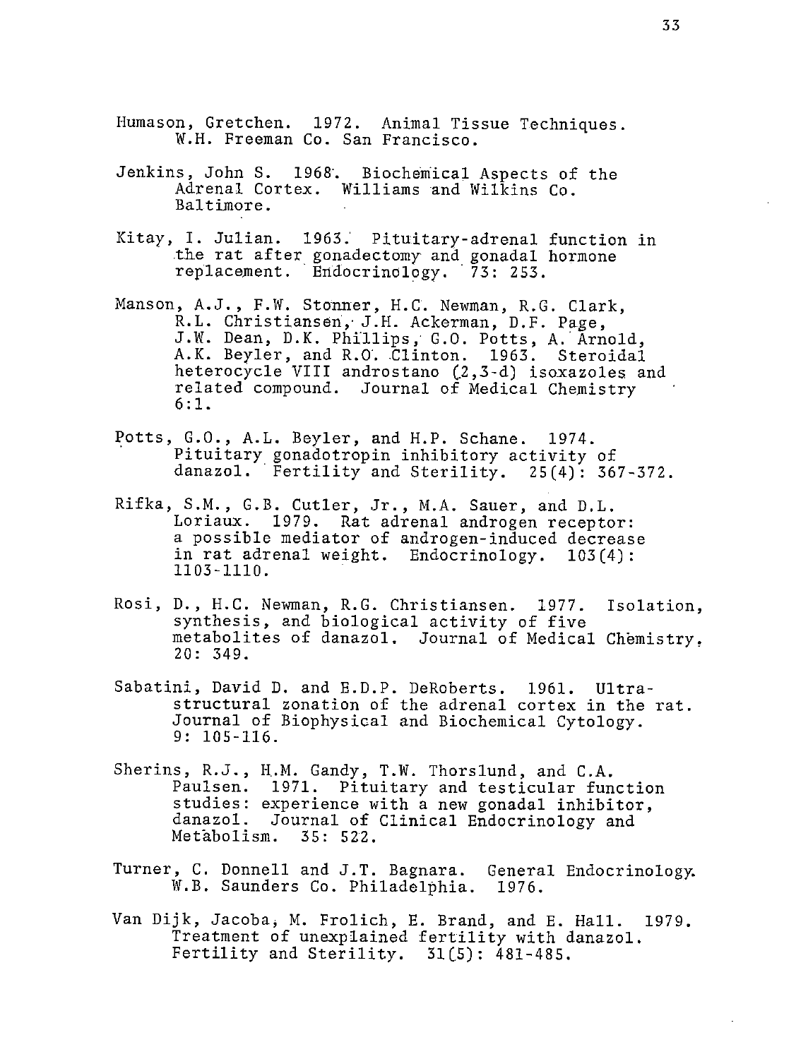Humason, Gretchen. 1972. Animal Tissue Techniques. W.H. Freeman Co. San Francisco.

Jenkins, John S. 1968. Biochemical Aspects of the Adrenal Cortex. Williams and Wilkins Co. Baltimore.

Kitay, I. Julian. 1963. Pituitary-adrenal function in the rat after gonadectomy and gonadal hormone replacement. Endocrinology. 73: 253.

Manson, A.J., F.W. Stonner, H.C. Newman, R.G. Clark, R.L. Christiansen, J.H. Ackerman, D.F. Page, J.W. Dean, D.K. Phillips, G.O. Potts, A. Arnold, A.K. Beyler, and R.O. Clinton. 1963. Steroidal heterocycle VIII androstano (2,3-d) isoxazoles and related compound. Journal of Medical Chemistry 6:1.

Potts, G.O., A.L. Beyler, and H.P. Schane. 1974. Pituitary gonadotropin inhibitory activity of danazol. Fertility and Sterility. 25(4): 367-372.

Rifka, S.M., G.B. Cutler, Jr., M.A. Sauer, and D.L. Loriaux. 1979. Rat adrenal androgen receptor: a possible mediator of androgen-induced decrease in rat adrenal weight. Endocrinology. 103(4): 1103-1110.

Rosi, D., H.C. Newman, R.G. Christiansen. 1977. Isolation, synthesis, and biological activity of five metabolites of danazol. Journal of Medical Chemistry. 20: 349.

Sabatini, David D. and E.D.P. DeRoberts. 1961. Ultrastructural zonation of the adrenal cortex in the rat. Journal of Biophysical and Biochemical Cytology. 9: 105-116.

Sherins, R.J., H.M. Gandy, T.W. Thorslund, and C.A. Paulsen. 1971. Pituitary and testicular function studies: experience with a new gonadal inhibitor, danazol. Journal of Clinical Endocrinology and Metabolism. 35: 522.

Turner, C. Donnell and J.T. Bagnara. General Endocrinology. W.B. Saunders Co. Philadelphia. 1976.

Van Dijk, Jacoba, M. Frolich, E. Brand, and E. Hall. 1979. Treatment of unexplained fertility with danazol. Fertility and Sterility. 31(5): 481-485.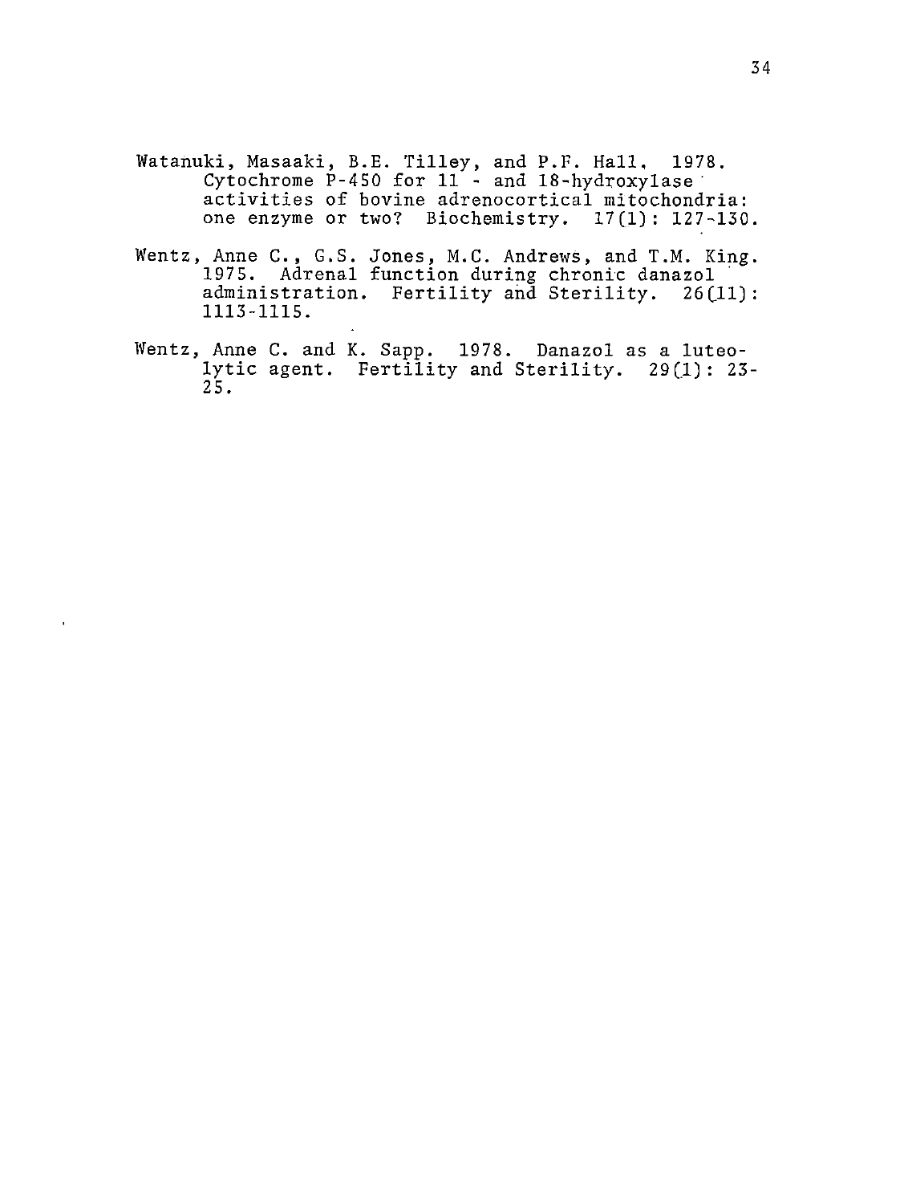Watanuki, Masaaki, B.E. Tilley, and P.F. Hall. 1978. Cytochrome P-450 for 11 - and 18-hydroxylase activities of bovine adrenocortical mitochondria: one enzyme or two? Biochemistry. 17(1): 127-130.

Wentz, Anne C., G.S. Jones, M.C. Andrews, and T.M. King. 1975. Adrenal function during chronic danazol administration. Fertility and Sterility. 26(11): 1113-1115.

Wentz, Anne C. and K. Sapp. 1978. Danazol as a luteolytic agent. Fertility and Sterility. 29(1): 23-25.